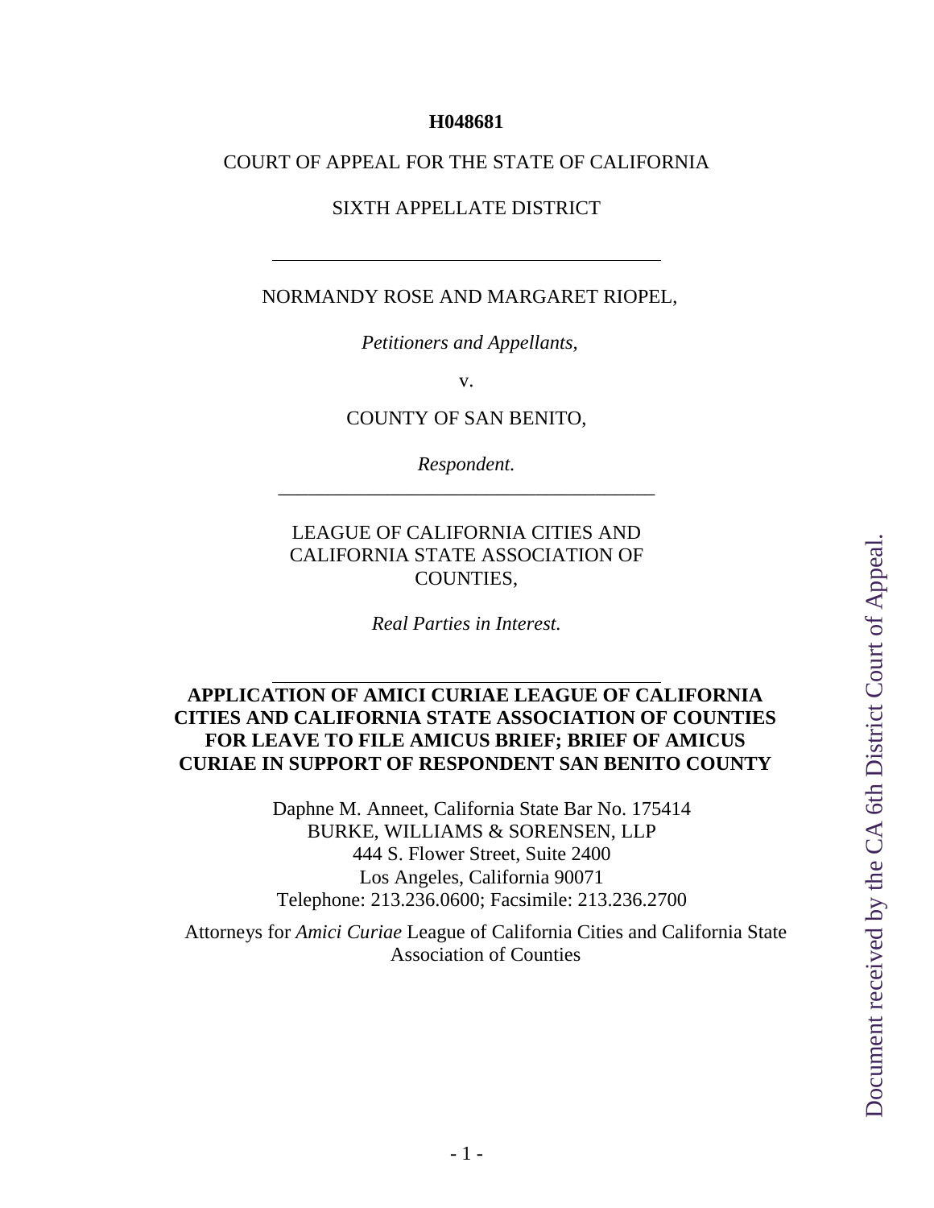**H048681**

COURT OF APPEAL FOR THE STATE OF CALIFORNIA

SIXTH APPELLATE DISTRICT

---

NORMANDY ROSE AND MARGARET RIOPEL,

*Petitioners and Appellants,*

v.

COUNTY OF SAN BENITO,

*Respondent.*

---

LEAGUE OF CALIFORNIA CITIES AND CALIFORNIA STATE ASSOCIATION OF COUNTIES,

*Real Parties in Interest.*

---

**APPLICATION OF AMICI CURIAE LEAGUE OF CALIFORNIA CITIES AND CALIFORNIA STATE ASSOCIATION OF COUNTIES FOR LEAVE TO FILE AMICUS BRIEF; BRIEF OF AMICUS CURIAE IN SUPPORT OF RESPONDENT SAN BENITO COUNTY**

Daphne M. Anneet, California State Bar No. 175414
BURKE, WILLIAMS & SORENSEN, LLP
444 S. Flower Street, Suite 2400
Los Angeles, California 90071
Telephone: 213.236.0600; Facsimile: 213.236.2700

Attorneys for *Amici Curiae* League of California Cities and California State Association of Counties

Document received by the CA 6th District Court of Appeal.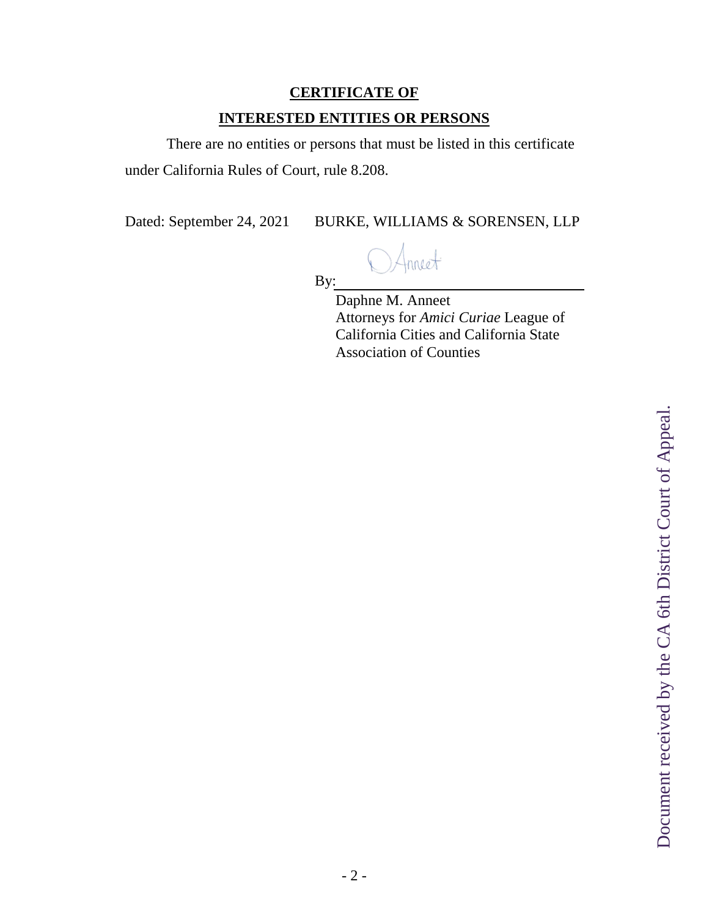**CERTIFICATE OF**

**INTERESTED ENTITIES OR PERSONS**

There are no entities or persons that must be listed in this certificate under California Rules of Court, rule 8.208.

Dated: September 24, 2021 BURKE, WILLIAMS & SORENSEN, LLP

By: D Anneet

Daphne M. Anneet
Attorneys for *Amici Curiae* League of California Cities and California State Association of Counties

Document received by the CA 6th District Court of Appeal.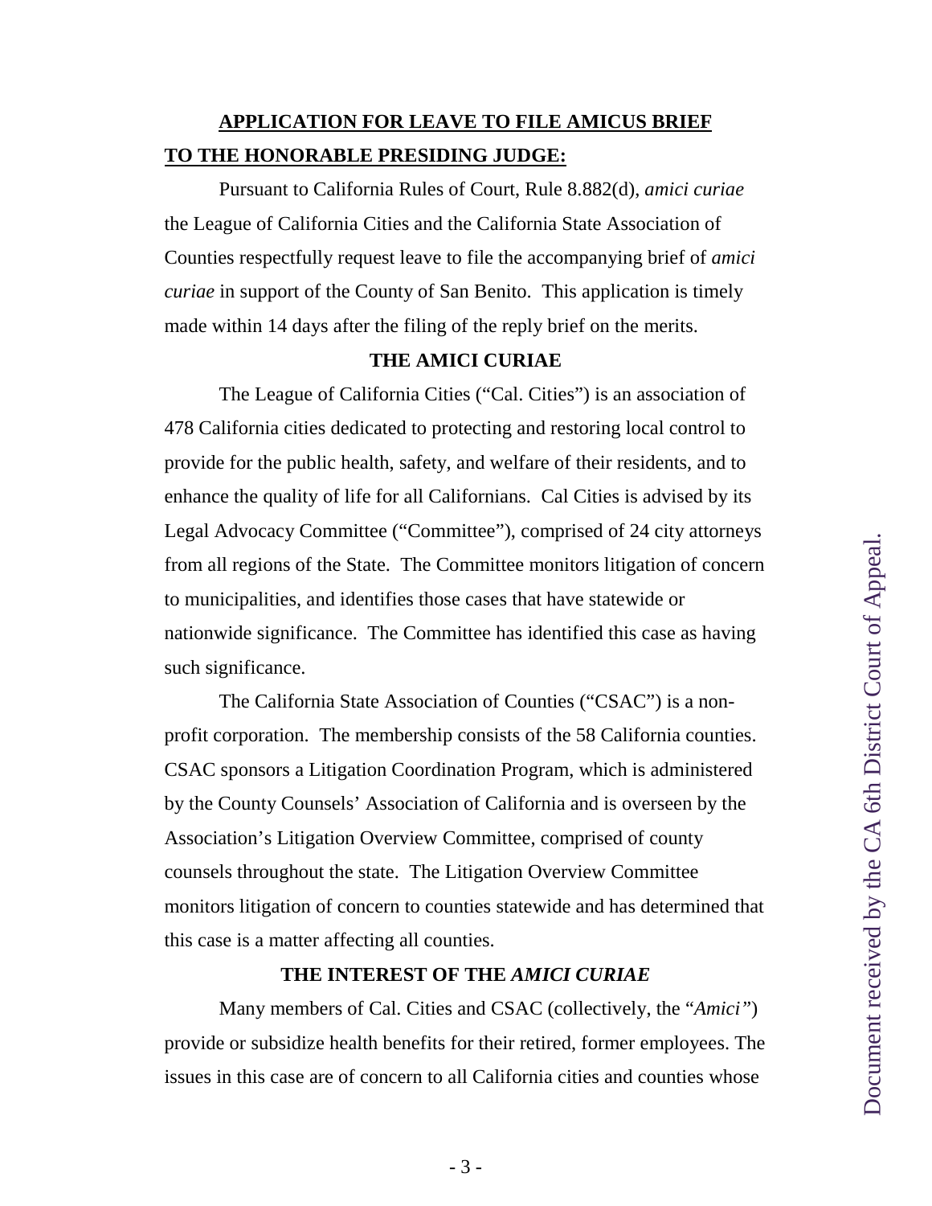## APPLICATION FOR LEAVE TO FILE AMICUS BRIEF

**TO THE HONORABLE PRESIDING JUDGE:**

Pursuant to California Rules of Court, Rule 8.882(d), *amici curiae* the League of California Cities and the California State Association of Counties respectfully request leave to file the accompanying brief of *amici curiae* in support of the County of San Benito. This application is timely made within 14 days after the filing of the reply brief on the merits.

### THE AMICI CURIAE

The League of California Cities ("Cal. Cities") is an association of 478 California cities dedicated to protecting and restoring local control to provide for the public health, safety, and welfare of their residents, and to enhance the quality of life for all Californians. Cal Cities is advised by its Legal Advocacy Committee ("Committee"), comprised of 24 city attorneys from all regions of the State. The Committee monitors litigation of concern to municipalities, and identifies those cases that have statewide or nationwide significance. The Committee has identified this case as having such significance.

The California State Association of Counties ("CSAC") is a non-profit corporation. The membership consists of the 58 California counties. CSAC sponsors a Litigation Coordination Program, which is administered by the County Counsels' Association of California and is overseen by the Association's Litigation Overview Committee, comprised of county counsels throughout the state. The Litigation Overview Committee monitors litigation of concern to counties statewide and has determined that this case is a matter affecting all counties.

### THE INTEREST OF THE *AMICI CURIAE*

Many members of Cal. Cities and CSAC (collectively, the "*Amici*") provide or subsidize health benefits for their retired, former employees. The issues in this case are of concern to all California cities and counties whose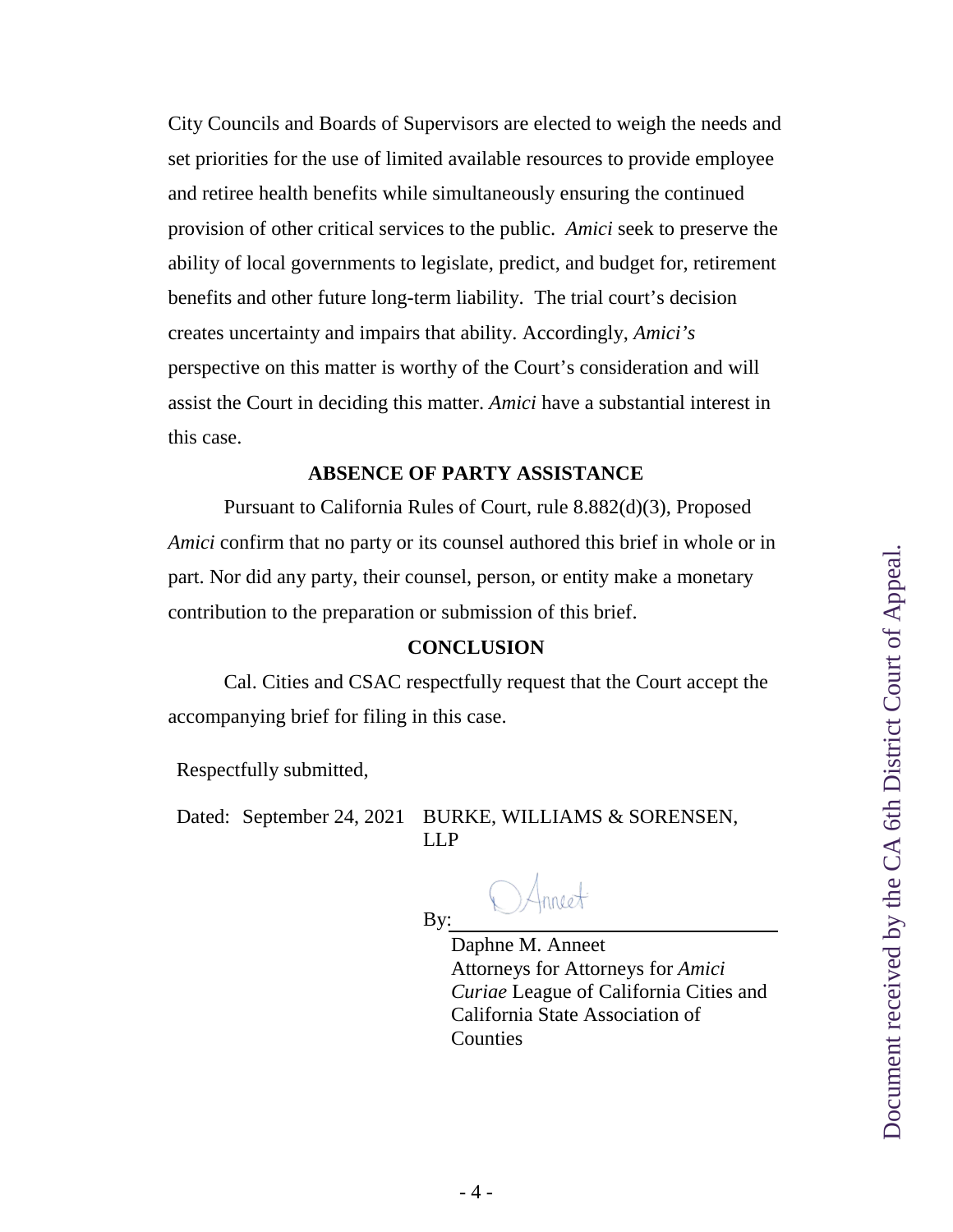City Councils and Boards of Supervisors are elected to weigh the needs and set priorities for the use of limited available resources to provide employee and retiree health benefits while simultaneously ensuring the continued provision of other critical services to the public. *Amici* seek to preserve the ability of local governments to legislate, predict, and budget for, retirement benefits and other future long-term liability. The trial court's decision creates uncertainty and impairs that ability. Accordingly, *Amici's* perspective on this matter is worthy of the Court's consideration and will assist the Court in deciding this matter. *Amici* have a substantial interest in this case.

## ABSENCE OF PARTY ASSISTANCE

Pursuant to California Rules of Court, rule 8.882(d)(3), Proposed *Amici* confirm that no party or its counsel authored this brief in whole or in part. Nor did any party, their counsel, person, or entity make a monetary contribution to the preparation or submission of this brief.

## CONCLUSION

Cal. Cities and CSAC respectfully request that the Court accept the accompanying brief for filing in this case.

Respectfully submitted,

Dated: September 24, 2021 BURKE, WILLIAMS & SORENSEN, LLP

By: D Anneet

Daphne M. Anneet
Attorneys for Attorneys for *Amici Curiae* League of California Cities and California State Association of Counties

Document received by the CA 6th District Court of Appeal.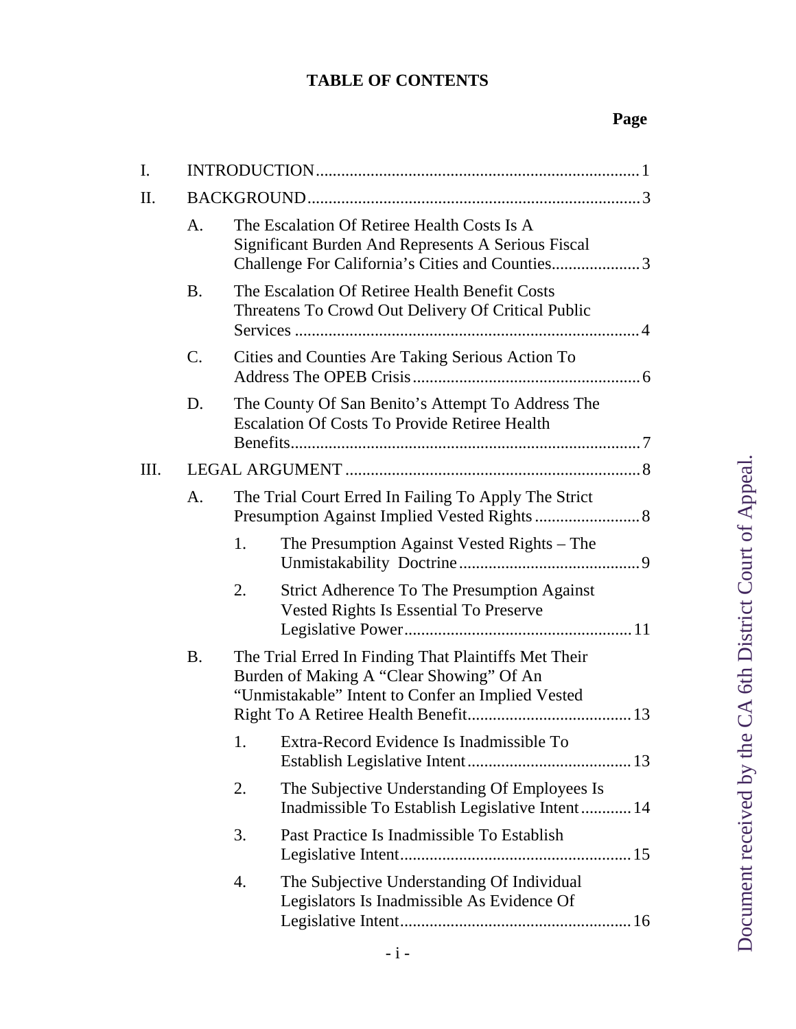# TABLE OF CONTENTS

**Page**

I. INTRODUCTION ............................................................ 1

II. BACKGROUND ............................................................ 3

- A. The Escalation Of Retiree Health Costs Is A Significant Burden And Represents A Serious Fiscal Challenge For California's Cities and Counties ............ 3
- B. The Escalation Of Retiree Health Benefit Costs Threatens To Crowd Out Delivery Of Critical Public Services ............ 4
- C. Cities and Counties Are Taking Serious Action To Address The OPEB Crisis ............ 6
- D. The County Of San Benito's Attempt To Address The Escalation Of Costs To Provide Retiree Health Benefits ............ 7

III. LEGAL ARGUMENT ............................................................ 8

- A. The Trial Court Erred In Failing To Apply The Strict Presumption Against Implied Vested Rights ............ 8
  1. The Presumption Against Vested Rights – The Unmistakability Doctrine ............ 9
  2. Strict Adherence To The Presumption Against Vested Rights Is Essential To Preserve Legislative Power ............ 11
- B. The Trial Erred In Finding That Plaintiffs Met Their Burden of Making A "Clear Showing" Of An "Unmistakable" Intent to Confer an Implied Vested Right To A Retiree Health Benefit ............ 13
  1. Extra-Record Evidence Is Inadmissible To Establish Legislative Intent ............ 13
  2. The Subjective Understanding Of Employees Is Inadmissible To Establish Legislative Intent ............ 14
  3. Past Practice Is Inadmissible To Establish Legislative Intent ............ 15
  4. The Subjective Understanding Of Individual Legislators Is Inadmissible As Evidence Of Legislative Intent ............ 16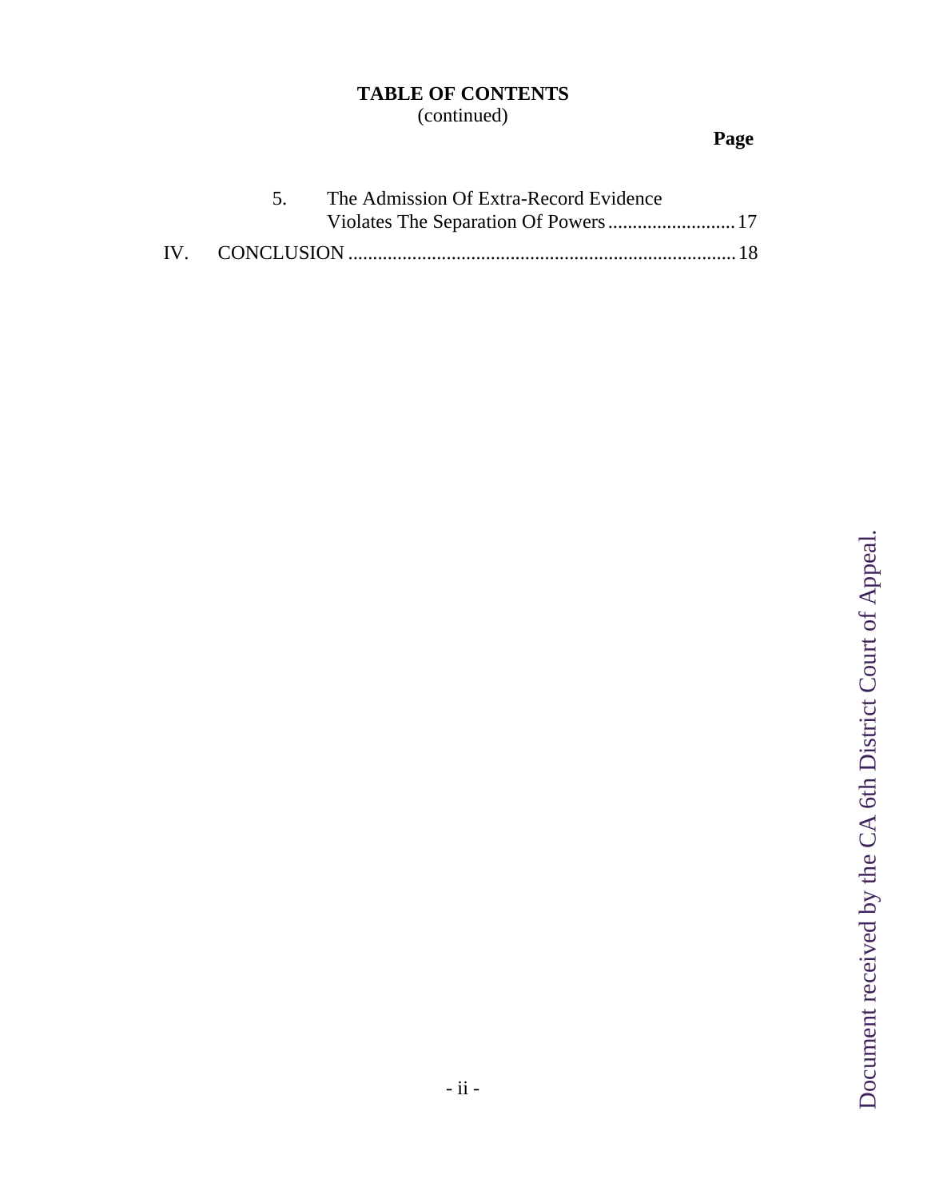**TABLE OF CONTENTS**
(continued)

**Page**

5. The Admission Of Extra-Record Evidence Violates The Separation Of Powers .......................... 17

IV. CONCLUSION ............................................................................... 18

Document received by the CA 6th District Court of Appeal.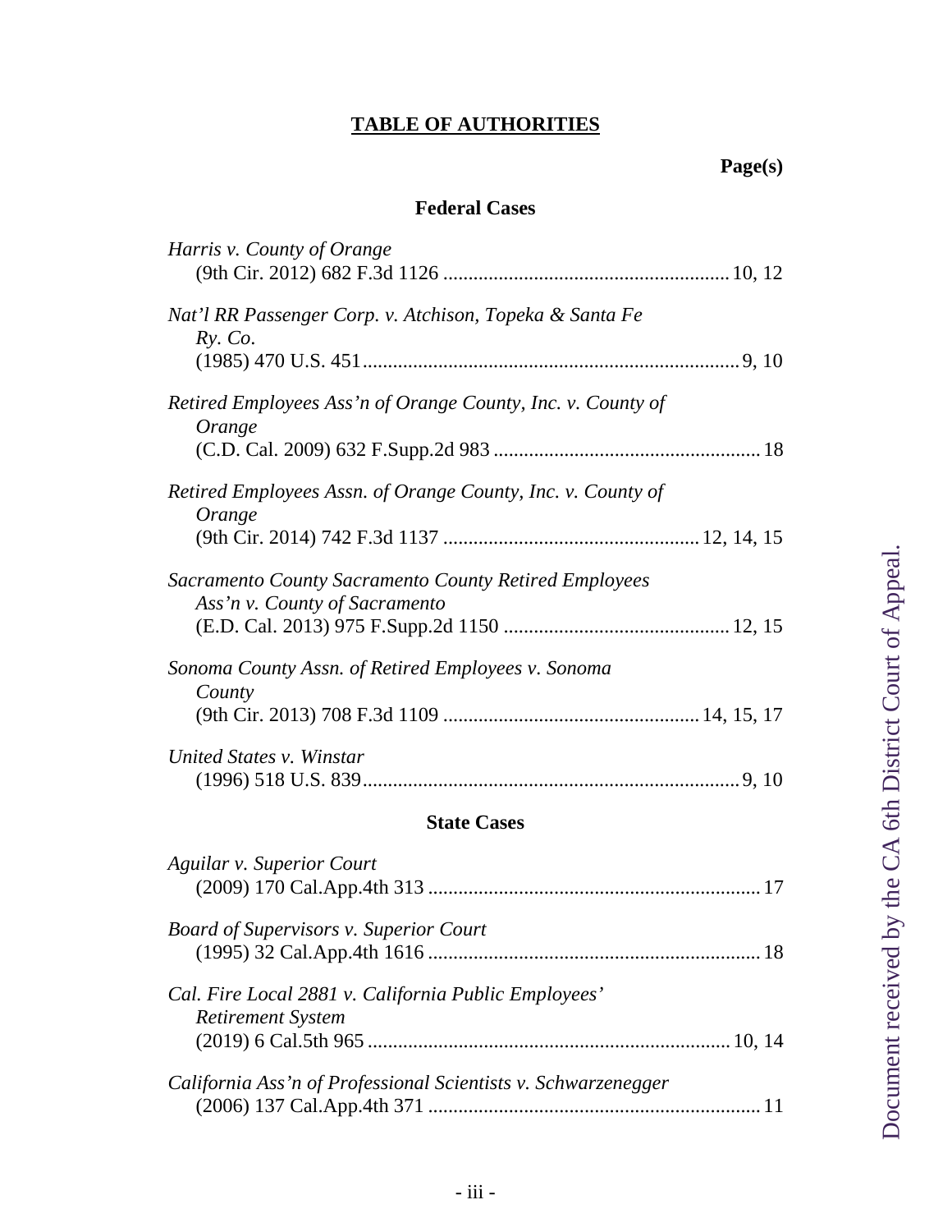## TABLE OF AUTHORITIES

**Page(s)**

### Federal Cases

*Harris v. County of Orange*
(9th Cir. 2012) 682 F.3d 1126 ........................................................ 10, 12

*Nat'l RR Passenger Corp. v. Atchison, Topeka & Santa Fe Ry. Co.*
(1985) 470 U.S. 451........................................................................... 9, 10

*Retired Employees Ass'n of Orange County, Inc. v. County of Orange*
(C.D. Cal. 2009) 632 F.Supp.2d 983 .................................................... 18

*Retired Employees Assn. of Orange County, Inc. v. County of Orange*
(9th Cir. 2014) 742 F.3d 1137 .................................................. 12, 14, 15

*Sacramento County Sacramento County Retired Employees Ass'n v. County of Sacramento*
(E.D. Cal. 2013) 975 F.Supp.2d 1150 ............................................ 12, 15

*Sonoma County Assn. of Retired Employees v. Sonoma County*
(9th Cir. 2013) 708 F.3d 1109 .................................................. 14, 15, 17

*United States v. Winstar*
(1996) 518 U.S. 839........................................................................... 9, 10

### State Cases

*Aguilar v. Superior Court*
(2009) 170 Cal.App.4th 313 ................................................................. 17

*Board of Supervisors v. Superior Court*
(1995) 32 Cal.App.4th 1616 ................................................................. 18

*Cal. Fire Local 2881 v. California Public Employees' Retirement System*
(2019) 6 Cal.5th 965 ........................................................................ 10, 14

*California Ass'n of Professional Scientists v. Schwarzenegger*
(2006) 137 Cal.App.4th 371 ................................................................. 11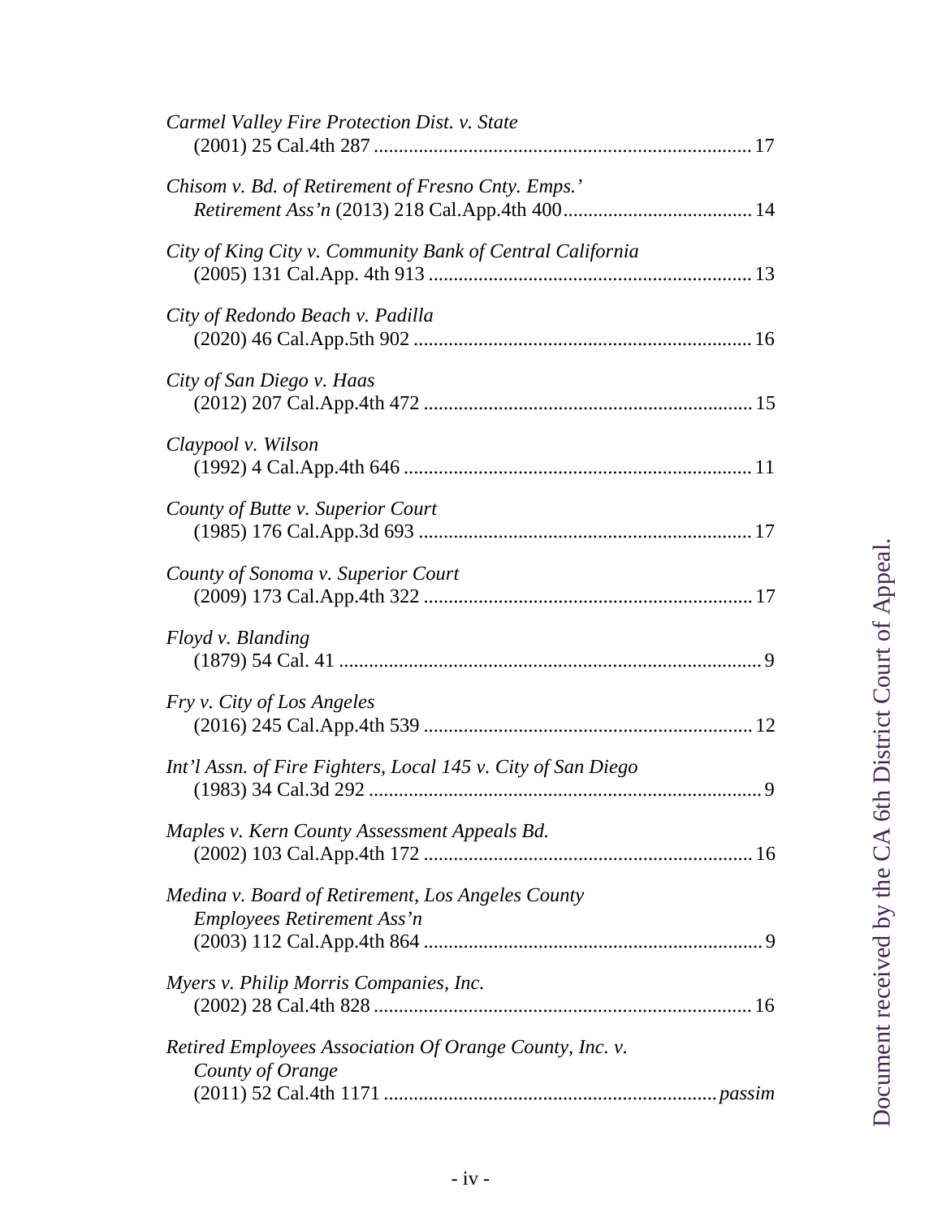*Carmel Valley Fire Protection Dist. v. State*
(2001) 25 Cal.4th 287 .......................................................................... 17

*Chisom v. Bd. of Retirement of Fresno Cnty. Emps.' Retirement Ass'n* (2013) 218 Cal.App.4th 400...................................... 14

*City of King City v. Community Bank of Central California*
(2005) 131 Cal.App. 4th 913 ................................................................ 13

*City of Redondo Beach v. Padilla*
(2020) 46 Cal.App.5th 902 ................................................................... 16

*City of San Diego v. Haas*
(2012) 207 Cal.App.4th 472 ................................................................. 15

*Claypool v. Wilson*
(1992) 4 Cal.App.4th 646 ..................................................................... 11

*County of Butte v. Superior Court*
(1985) 176 Cal.App.3d 693 .................................................................. 17

*County of Sonoma v. Superior Court*
(2009) 173 Cal.App.4th 322 ................................................................. 17

*Floyd v. Blanding*
(1879) 54 Cal. 41 .................................................................................... 9

*Fry v. City of Los Angeles*
(2016) 245 Cal.App.4th 539 ................................................................. 12

*Int'l Assn. of Fire Fighters, Local 145 v. City of San Diego*
(1983) 34 Cal.3d 292 ............................................................................... 9

*Maples v. Kern County Assessment Appeals Bd.*
(2002) 103 Cal.App.4th 172 ................................................................. 16

*Medina v. Board of Retirement, Los Angeles County Employees Retirement Ass'n*
(2003) 112 Cal.App.4th 864 ................................................................... 9

*Myers v. Philip Morris Companies, Inc.*
(2002) 28 Cal.4th 828 ............................................................................ 16

*Retired Employees Association Of Orange County, Inc. v. County of Orange*
(2011) 52 Cal.4th 1171 .................................................................. *passim*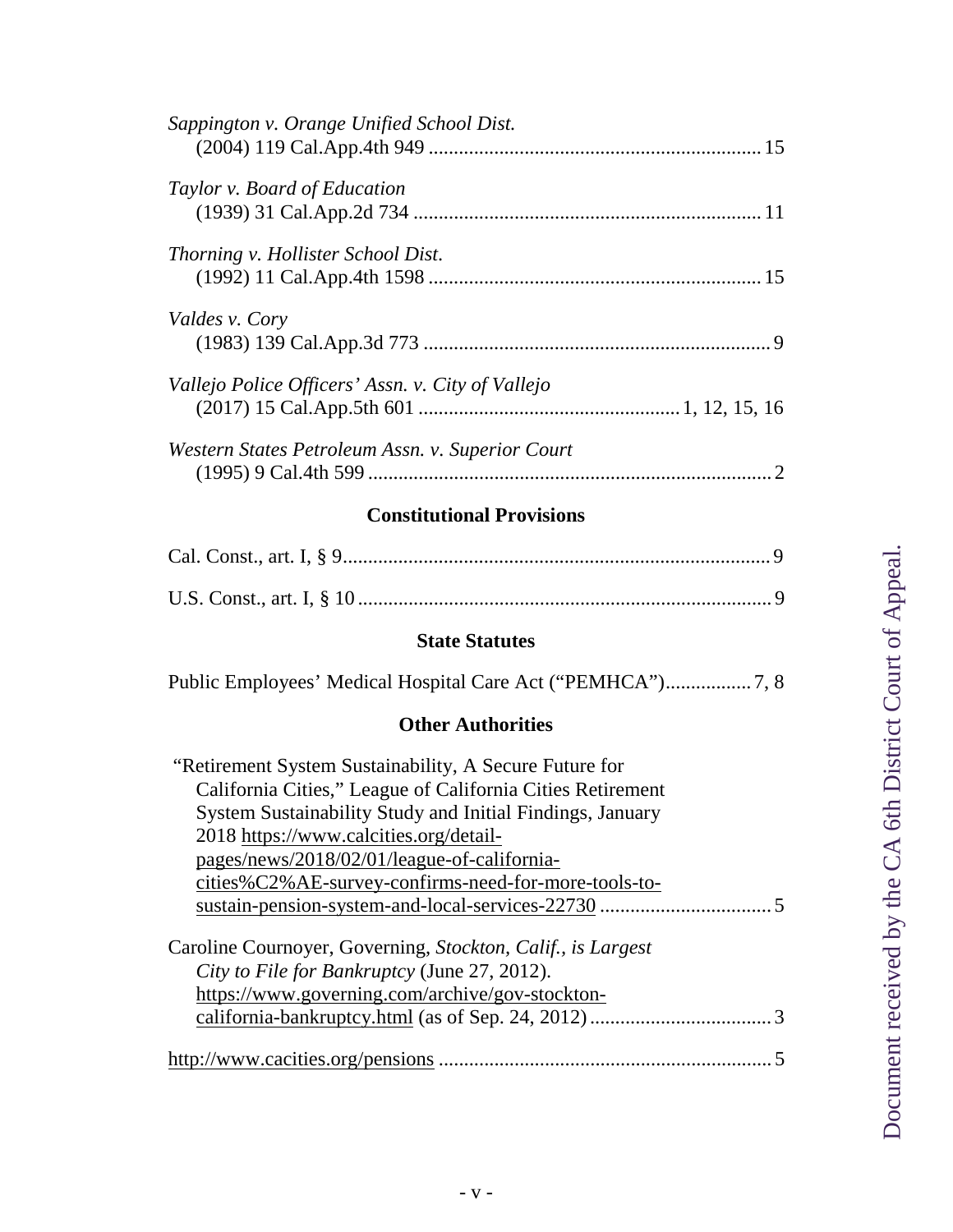*Sappington v. Orange Unified School Dist.* (2004) 119 Cal.App.4th 949 ................................................................ 15

*Taylor v. Board of Education* (1939) 31 Cal.App.2d 734 ................................................................... 11

*Thorning v. Hollister School Dist.* (1992) 11 Cal.App.4th 1598 ................................................................ 15

*Valdes v. Cory* (1983) 139 Cal.App.3d 773 ................................................................... 9

*Vallejo Police Officers' Assn. v. City of Vallejo* (2017) 15 Cal.App.5th 601 .................................................. 1, 12, 15, 16

*Western States Petroleum Assn. v. Superior Court* (1995) 9 Cal.4th 599 ............................................................................... 2

## Constitutional Provisions

Cal. Const., art. I, § 9 ..................................................................................... 9

U.S. Const., art. I, § 10 ................................................................................. 9

## State Statutes

Public Employees' Medical Hospital Care Act ("PEMHCA") ................ 7, 8

## Other Authorities

"Retirement System Sustainability, A Secure Future for California Cities," League of California Cities Retirement System Sustainability Study and Initial Findings, January 2018 https://www.calcities.org/detail-pages/news/2018/02/01/league-of-california-cities%C2%AE-survey-confirms-need-for-more-tools-to-sustain-pension-system-and-local-services-22730 ................................. 5

Caroline Cournoyer, Governing, *Stockton, Calif., is Largest City to File for Bankruptcy* (June 27, 2012). https://www.governing.com/archive/gov-stockton-california-bankruptcy.html (as of Sep. 24, 2012) .................................... 3

http://www.cacities.org/pensions ................................................................. 5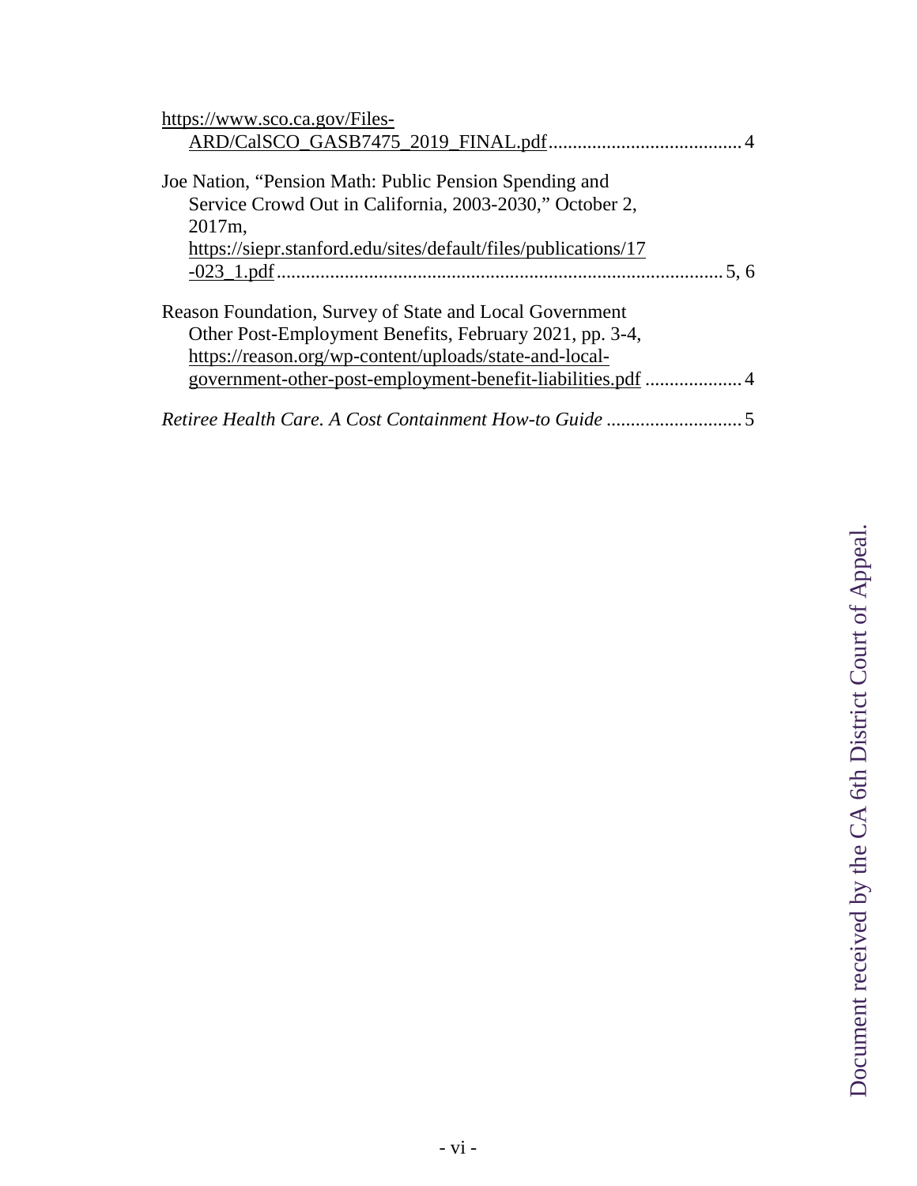https://www.sco.ca.gov/Files-ARD/CalSCO_GASB7475_2019_FINAL.pdf ........................................ 4

Joe Nation, "Pension Math: Public Pension Spending and Service Crowd Out in California, 2003-2030," October 2, 2017m, https://siepr.stanford.edu/sites/default/files/publications/17-023_1.pdf ........................................ 5, 6

Reason Foundation, Survey of State and Local Government Other Post-Employment Benefits, February 2021, pp. 3-4, https://reason.org/wp-content/uploads/state-and-local-government-other-post-employment-benefit-liabilities.pdf ........................................ 4

*Retiree Health Care. A Cost Containment How-to Guide* ........................................ 5

Document received by the CA 6th District Court of Appeal.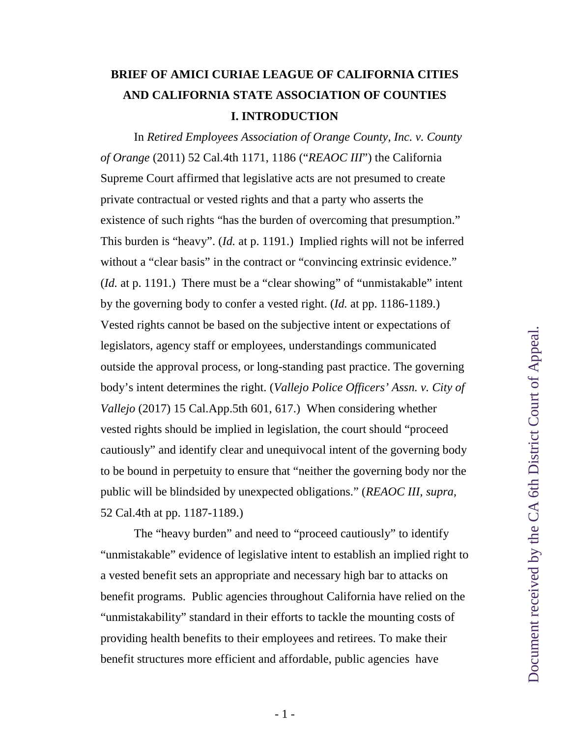**BRIEF OF AMICI CURIAE LEAGUE OF CALIFORNIA CITIES AND CALIFORNIA STATE ASSOCIATION OF COUNTIES**

**I. INTRODUCTION**

In *Retired Employees Association of Orange County, Inc. v. County of Orange* (2011) 52 Cal.4th 1171, 1186 ("*REAOC III*") the California Supreme Court affirmed that legislative acts are not presumed to create private contractual or vested rights and that a party who asserts the existence of such rights "has the burden of overcoming that presumption." This burden is "heavy". (*Id.* at p. 1191.) Implied rights will not be inferred without a "clear basis" in the contract or "convincing extrinsic evidence." (*Id.* at p. 1191.) There must be a "clear showing" of "unmistakable" intent by the governing body to confer a vested right. (*Id.* at pp. 1186-1189.) Vested rights cannot be based on the subjective intent or expectations of legislators, agency staff or employees, understandings communicated outside the approval process, or long-standing past practice. The governing body's intent determines the right. (*Vallejo Police Officers' Assn. v. City of Vallejo* (2017) 15 Cal.App.5th 601, 617.) When considering whether vested rights should be implied in legislation, the court should "proceed cautiously" and identify clear and unequivocal intent of the governing body to be bound in perpetuity to ensure that "neither the governing body nor the public will be blindsided by unexpected obligations." (*REAOC III*, *supra*, 52 Cal.4th at pp. 1187-1189.)

The "heavy burden" and need to "proceed cautiously" to identify "unmistakable" evidence of legislative intent to establish an implied right to a vested benefit sets an appropriate and necessary high bar to attacks on benefit programs. Public agencies throughout California have relied on the "unmistakability" standard in their efforts to tackle the mounting costs of providing health benefits to their employees and retirees. To make their benefit structures more efficient and affordable, public agencies have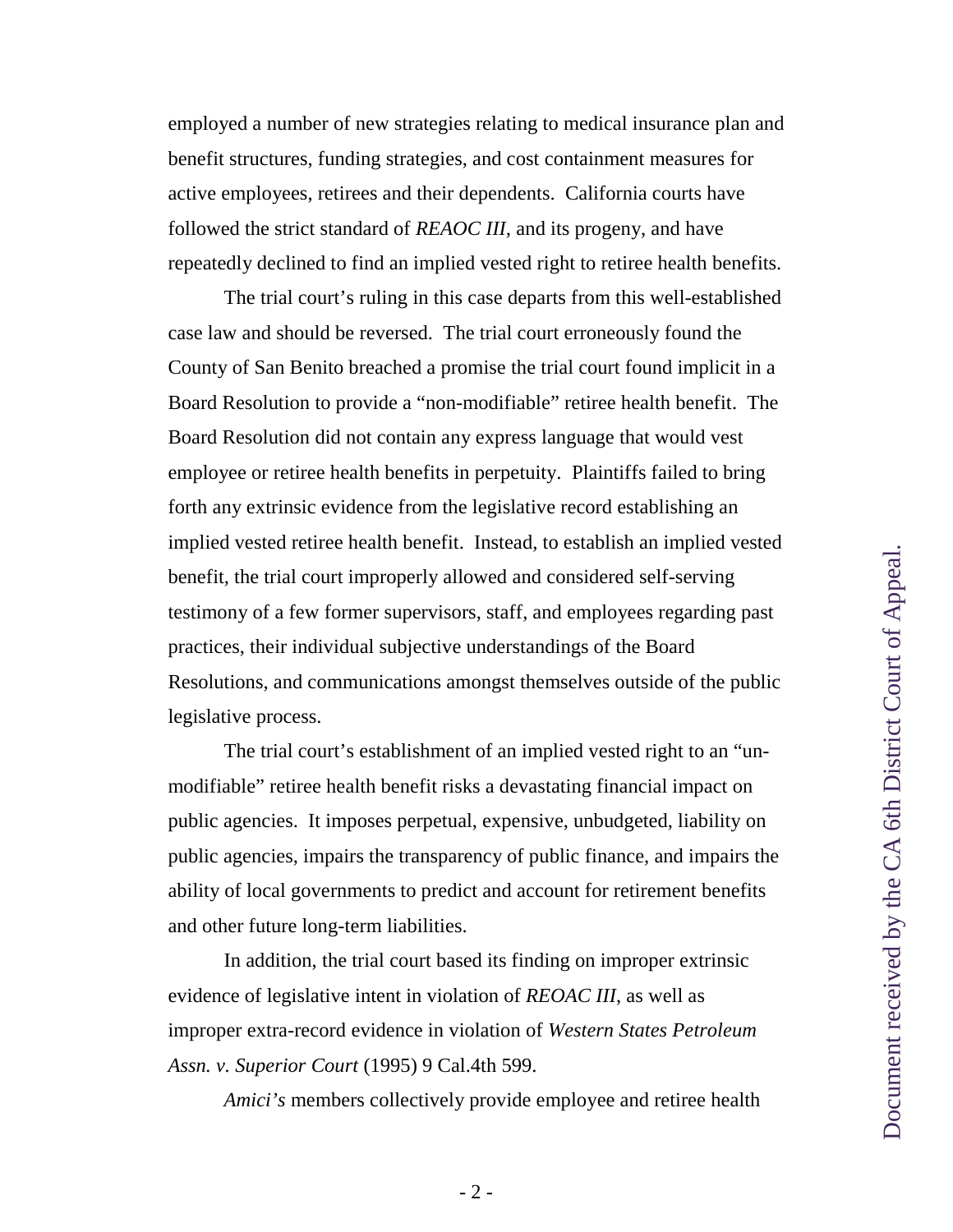employed a number of new strategies relating to medical insurance plan and benefit structures, funding strategies, and cost containment measures for active employees, retirees and their dependents. California courts have followed the strict standard of *REAOC III*, and its progeny, and have repeatedly declined to find an implied vested right to retiree health benefits.

The trial court's ruling in this case departs from this well-established case law and should be reversed. The trial court erroneously found the County of San Benito breached a promise the trial court found implicit in a Board Resolution to provide a "non-modifiable" retiree health benefit. The Board Resolution did not contain any express language that would vest employee or retiree health benefits in perpetuity. Plaintiffs failed to bring forth any extrinsic evidence from the legislative record establishing an implied vested retiree health benefit. Instead, to establish an implied vested benefit, the trial court improperly allowed and considered self-serving testimony of a few former supervisors, staff, and employees regarding past practices, their individual subjective understandings of the Board Resolutions, and communications amongst themselves outside of the public legislative process.

The trial court's establishment of an implied vested right to an "un-modifiable" retiree health benefit risks a devastating financial impact on public agencies. It imposes perpetual, expensive, unbudgeted, liability on public agencies, impairs the transparency of public finance, and impairs the ability of local governments to predict and account for retirement benefits and other future long-term liabilities.

In addition, the trial court based its finding on improper extrinsic evidence of legislative intent in violation of *REOAC III*, as well as improper extra-record evidence in violation of *Western States Petroleum Assn. v. Superior Court* (1995) 9 Cal.4th 599.

*Amici's* members collectively provide employee and retiree health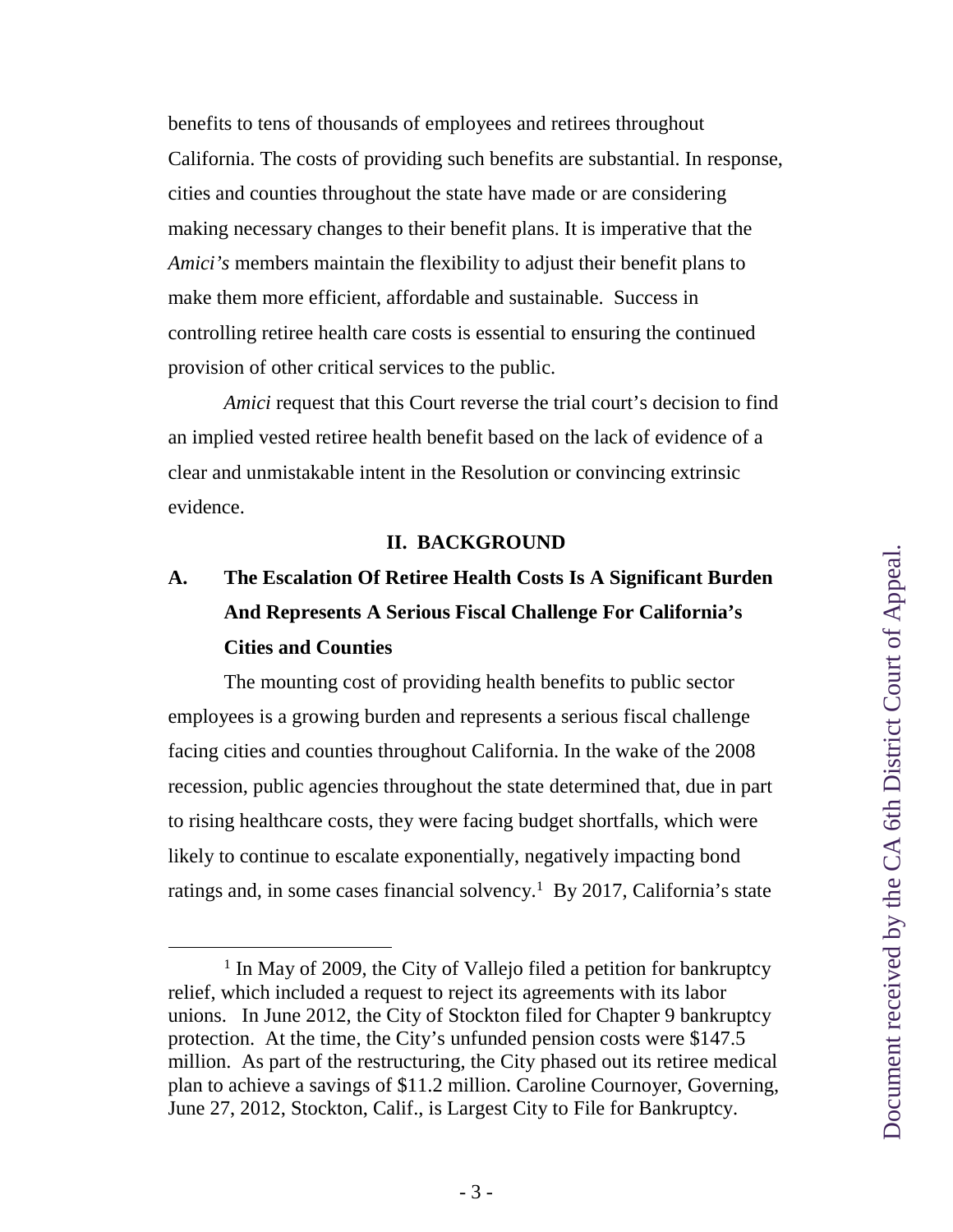benefits to tens of thousands of employees and retirees throughout California. The costs of providing such benefits are substantial. In response, cities and counties throughout the state have made or are considering making necessary changes to their benefit plans. It is imperative that the *Amici's* members maintain the flexibility to adjust their benefit plans to make them more efficient, affordable and sustainable. Success in controlling retiree health care costs is essential to ensuring the continued provision of other critical services to the public.

*Amici* request that this Court reverse the trial court's decision to find an implied vested retiree health benefit based on the lack of evidence of a clear and unmistakable intent in the Resolution or convincing extrinsic evidence.

## II. BACKGROUND

### A. The Escalation Of Retiree Health Costs Is A Significant Burden And Represents A Serious Fiscal Challenge For California's Cities and Counties

The mounting cost of providing health benefits to public sector employees is a growing burden and represents a serious fiscal challenge facing cities and counties throughout California. In the wake of the 2008 recession, public agencies throughout the state determined that, due in part to rising healthcare costs, they were facing budget shortfalls, which were likely to continue to escalate exponentially, negatively impacting bond ratings and, in some cases financial solvency.[1] By 2017, California's state

---

[1] In May of 2009, the City of Vallejo filed a petition for bankruptcy relief, which included a request to reject its agreements with its labor unions. In June 2012, the City of Stockton filed for Chapter 9 bankruptcy protection. At the time, the City's unfunded pension costs were $147.5 million. As part of the restructuring, the City phased out its retiree medical plan to achieve a savings of $11.2 million. Caroline Cournoyer, Governing, June 27, 2012, Stockton, Calif., is Largest City to File for Bankruptcy.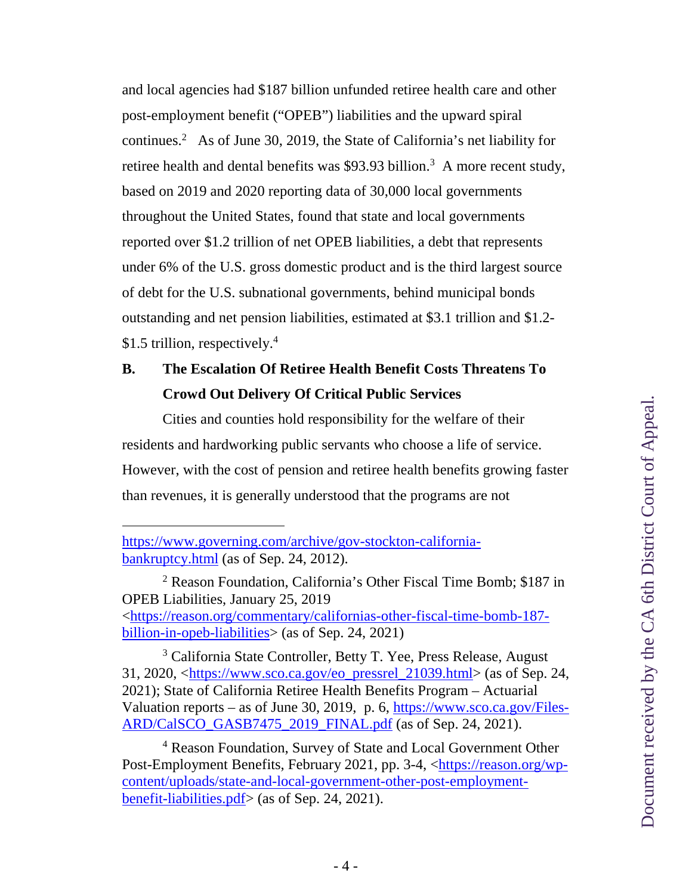and local agencies had $187 billion unfunded retiree health care and other post-employment benefit ("OPEB") liabilities and the upward spiral continues.[2] As of June 30, 2019, the State of California's net liability for retiree health and dental benefits was $93.93 billion.[3] A more recent study, based on 2019 and 2020 reporting data of 30,000 local governments throughout the United States, found that state and local governments reported over $1.2 trillion of net OPEB liabilities, a debt that represents under 6% of the U.S. gross domestic product and is the third largest source of debt for the U.S. subnational governments, behind municipal bonds outstanding and net pension liabilities, estimated at $3.1 trillion and $1.2-$1.5 trillion, respectively.[4]

## B. The Escalation Of Retiree Health Benefit Costs Threatens To Crowd Out Delivery Of Critical Public Services

Cities and counties hold responsibility for the welfare of their residents and hardworking public servants who choose a life of service. However, with the cost of pension and retiree health benefits growing faster than revenues, it is generally understood that the programs are not

---

https://www.governing.com/archive/gov-stockton-california-bankruptcy.html (as of Sep. 24, 2012).

[2] Reason Foundation, California's Other Fiscal Time Bomb; $187 in OPEB Liabilities, January 25, 2019 <https://reason.org/commentary/californias-other-fiscal-time-bomb-187-billion-in-opeb-liabilities> (as of Sep. 24, 2021)

[3] California State Controller, Betty T. Yee, Press Release, August 31, 2020, <https://www.sco.ca.gov/eo_pressrel_21039.html> (as of Sep. 24, 2021); State of California Retiree Health Benefits Program – Actuarial Valuation reports – as of June 30, 2019, p. 6, https://www.sco.ca.gov/Files-ARD/CalSCO_GASB7475_2019_FINAL.pdf (as of Sep. 24, 2021).

[4] Reason Foundation, Survey of State and Local Government Other Post-Employment Benefits, February 2021, pp. 3-4, <https://reason.org/wp-content/uploads/state-and-local-government-other-post-employment-benefit-liabilities.pdf> (as of Sep. 24, 2021).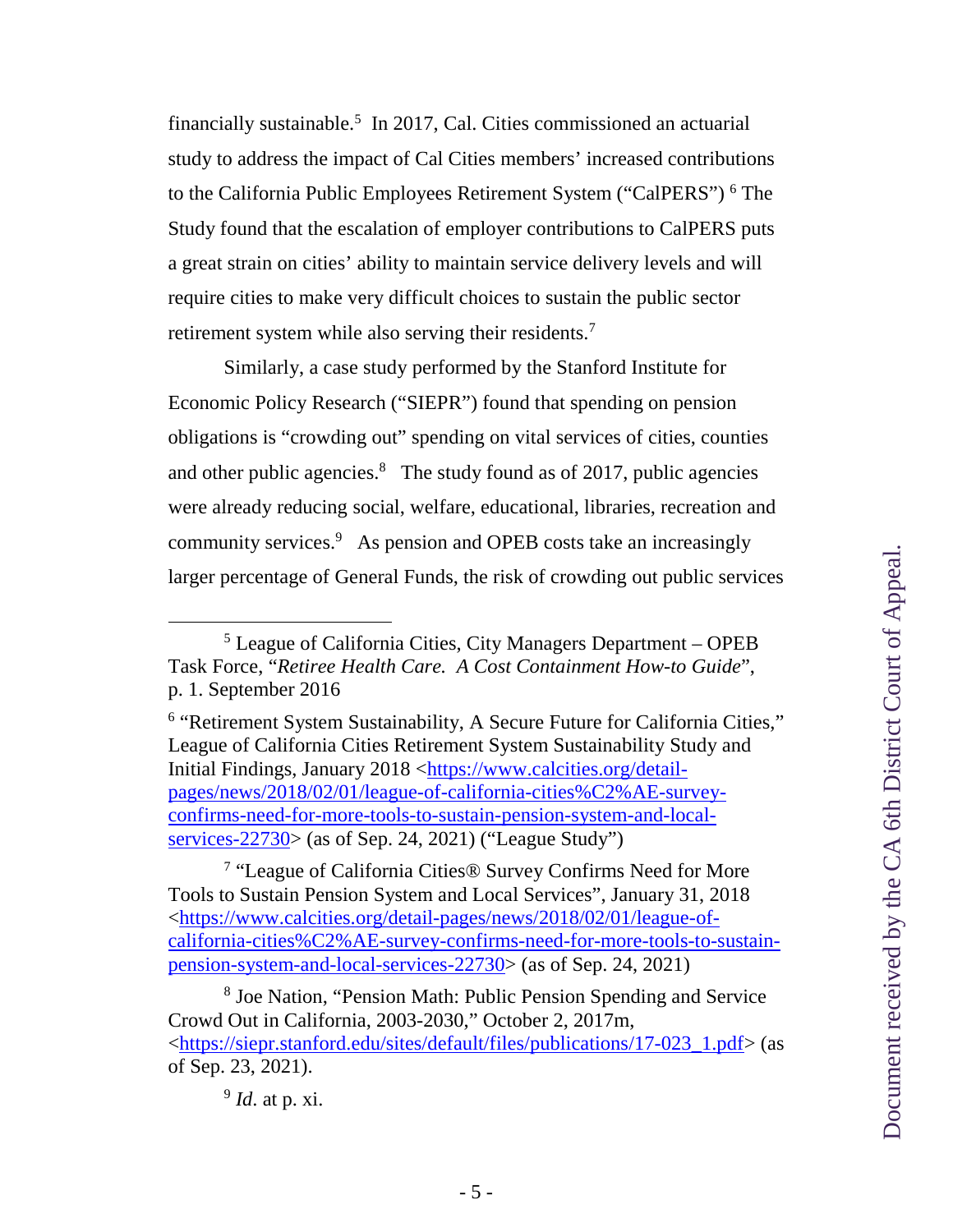financially sustainable.[5] In 2017, Cal. Cities commissioned an actuarial study to address the impact of Cal Cities members' increased contributions to the California Public Employees Retirement System ("CalPERS") [6] The Study found that the escalation of employer contributions to CalPERS puts a great strain on cities' ability to maintain service delivery levels and will require cities to make very difficult choices to sustain the public sector retirement system while also serving their residents.[7]

Similarly, a case study performed by the Stanford Institute for Economic Policy Research ("SIEPR") found that spending on pension obligations is "crowding out" spending on vital services of cities, counties and other public agencies.[8] The study found as of 2017, public agencies were already reducing social, welfare, educational, libraries, recreation and community services.[9] As pension and OPEB costs take an increasingly larger percentage of General Funds, the risk of crowding out public services

---

[5] League of California Cities, City Managers Department – OPEB Task Force, "*Retiree Health Care. A Cost Containment How-to Guide*", p. 1. September 2016

[6] "Retirement System Sustainability, A Secure Future for California Cities," League of California Cities Retirement System Sustainability Study and Initial Findings, January 2018 <https://www.calcities.org/detail-pages/news/2018/02/01/league-of-california-cities%C2%AE-survey-confirms-need-for-more-tools-to-sustain-pension-system-and-local-services-22730> (as of Sep. 24, 2021) ("League Study")

[7] "League of California Cities® Survey Confirms Need for More Tools to Sustain Pension System and Local Services", January 31, 2018 <https://www.calcities.org/detail-pages/news/2018/02/01/league-of-california-cities%C2%AE-survey-confirms-need-for-more-tools-to-sustain-pension-system-and-local-services-22730> (as of Sep. 24, 2021)

[8] Joe Nation, "Pension Math: Public Pension Spending and Service Crowd Out in California, 2003-2030," October 2, 2017m, <https://siepr.stanford.edu/sites/default/files/publications/17-023_1.pdf> (as of Sep. 23, 2021).

[9] *Id*. at p. xi.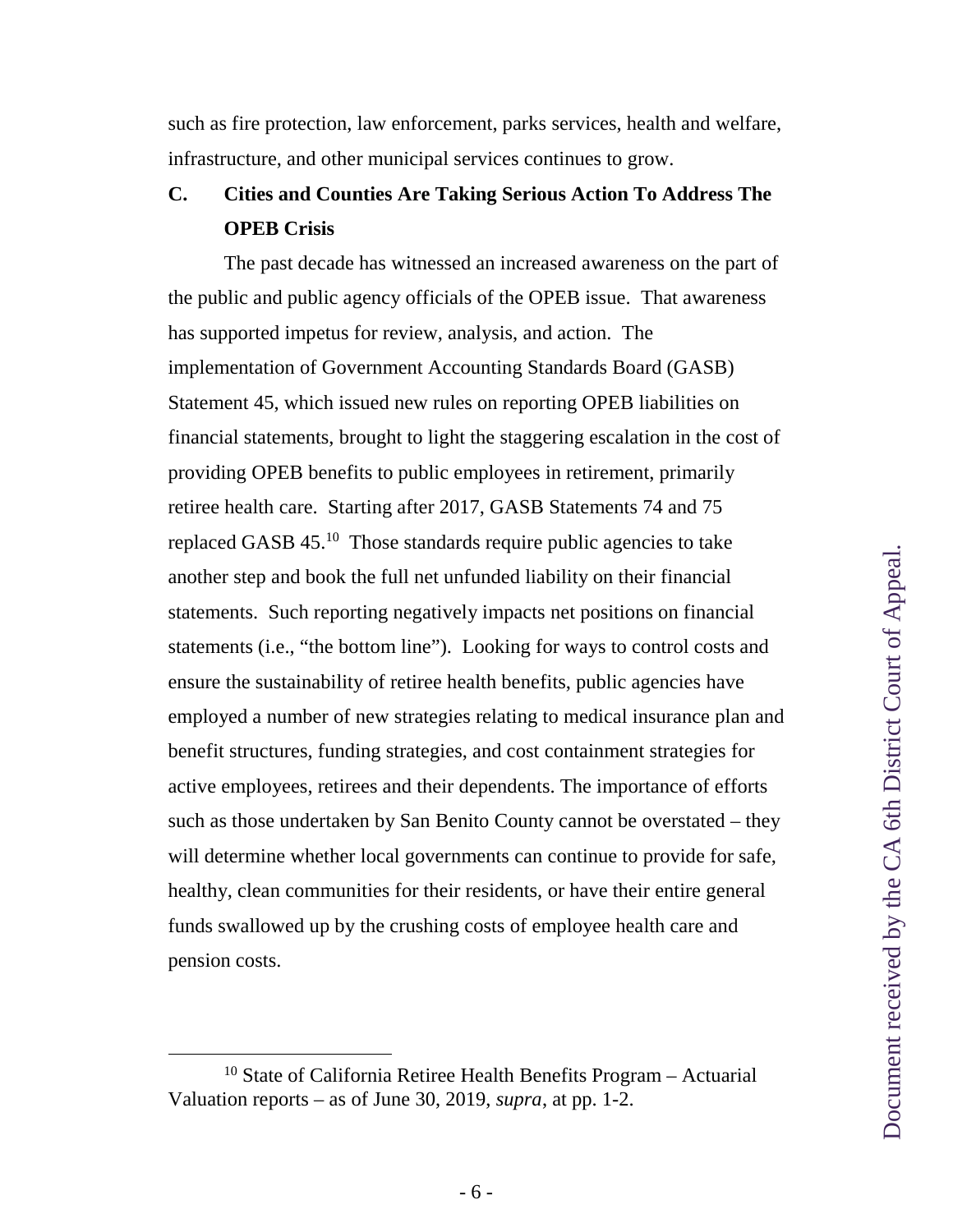such as fire protection, law enforcement, parks services, health and welfare, infrastructure, and other municipal services continues to grow.

### C. Cities and Counties Are Taking Serious Action To Address The OPEB Crisis

The past decade has witnessed an increased awareness on the part of the public and public agency officials of the OPEB issue. That awareness has supported impetus for review, analysis, and action. The implementation of Government Accounting Standards Board (GASB) Statement 45, which issued new rules on reporting OPEB liabilities on financial statements, brought to light the staggering escalation in the cost of providing OPEB benefits to public employees in retirement, primarily retiree health care. Starting after 2017, GASB Statements 74 and 75 replaced GASB 45.[10] Those standards require public agencies to take another step and book the full net unfunded liability on their financial statements. Such reporting negatively impacts net positions on financial statements (i.e., "the bottom line"). Looking for ways to control costs and ensure the sustainability of retiree health benefits, public agencies have employed a number of new strategies relating to medical insurance plan and benefit structures, funding strategies, and cost containment strategies for active employees, retirees and their dependents. The importance of efforts such as those undertaken by San Benito County cannot be overstated – they will determine whether local governments can continue to provide for safe, healthy, clean communities for their residents, or have their entire general funds swallowed up by the crushing costs of employee health care and pension costs.

---

[10] State of California Retiree Health Benefits Program – Actuarial Valuation reports – as of June 30, 2019, *supra*, at pp. 1-2.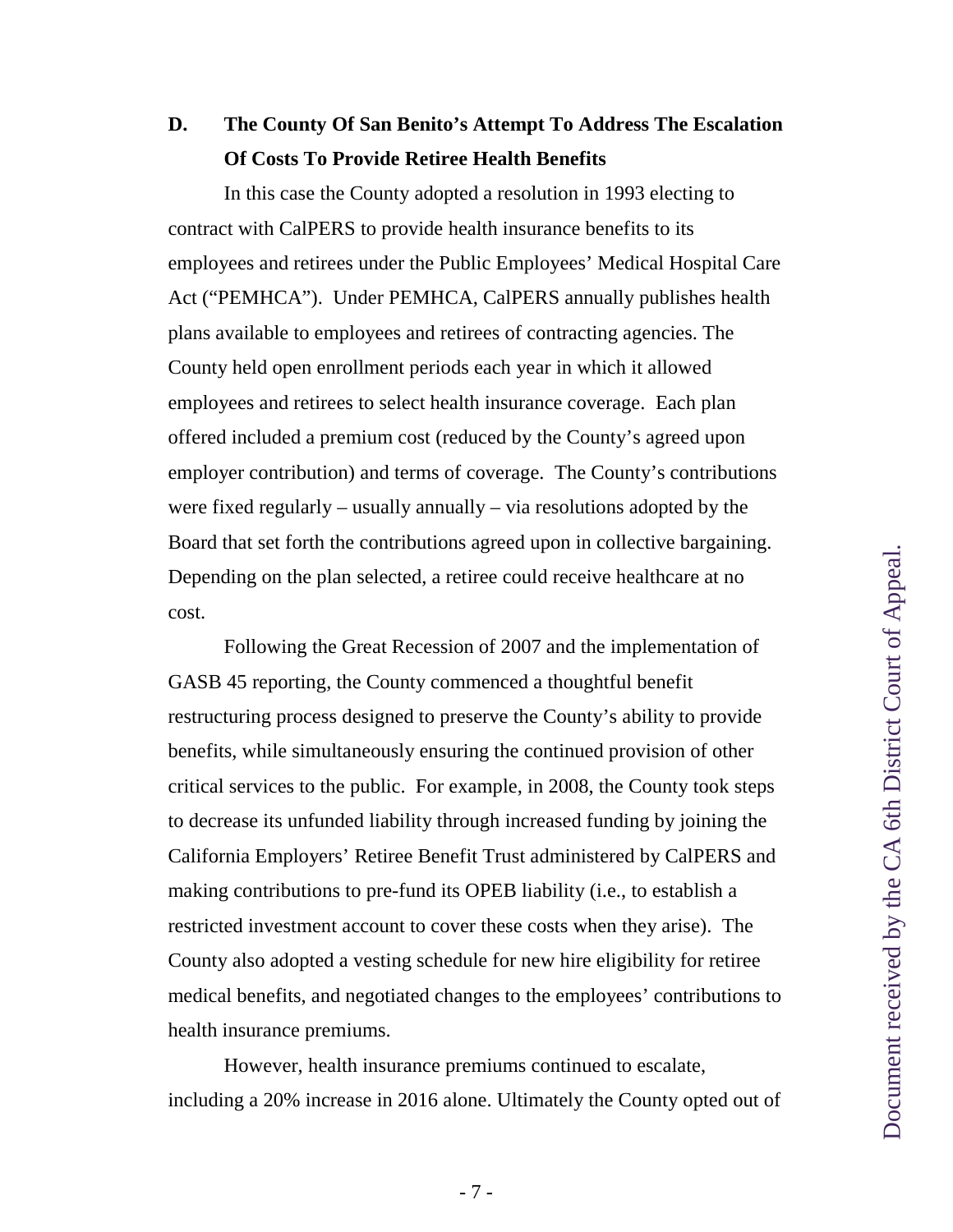## D. The County Of San Benito's Attempt To Address The Escalation Of Costs To Provide Retiree Health Benefits

In this case the County adopted a resolution in 1993 electing to contract with CalPERS to provide health insurance benefits to its employees and retirees under the Public Employees' Medical Hospital Care Act ("PEMHCA"). Under PEMHCA, CalPERS annually publishes health plans available to employees and retirees of contracting agencies. The County held open enrollment periods each year in which it allowed employees and retirees to select health insurance coverage. Each plan offered included a premium cost (reduced by the County's agreed upon employer contribution) and terms of coverage. The County's contributions were fixed regularly – usually annually – via resolutions adopted by the Board that set forth the contributions agreed upon in collective bargaining. Depending on the plan selected, a retiree could receive healthcare at no cost.

Following the Great Recession of 2007 and the implementation of GASB 45 reporting, the County commenced a thoughtful benefit restructuring process designed to preserve the County's ability to provide benefits, while simultaneously ensuring the continued provision of other critical services to the public. For example, in 2008, the County took steps to decrease its unfunded liability through increased funding by joining the California Employers' Retiree Benefit Trust administered by CalPERS and making contributions to pre-fund its OPEB liability (i.e., to establish a restricted investment account to cover these costs when they arise). The County also adopted a vesting schedule for new hire eligibility for retiree medical benefits, and negotiated changes to the employees' contributions to health insurance premiums.

However, health insurance premiums continued to escalate, including a 20% increase in 2016 alone. Ultimately the County opted out of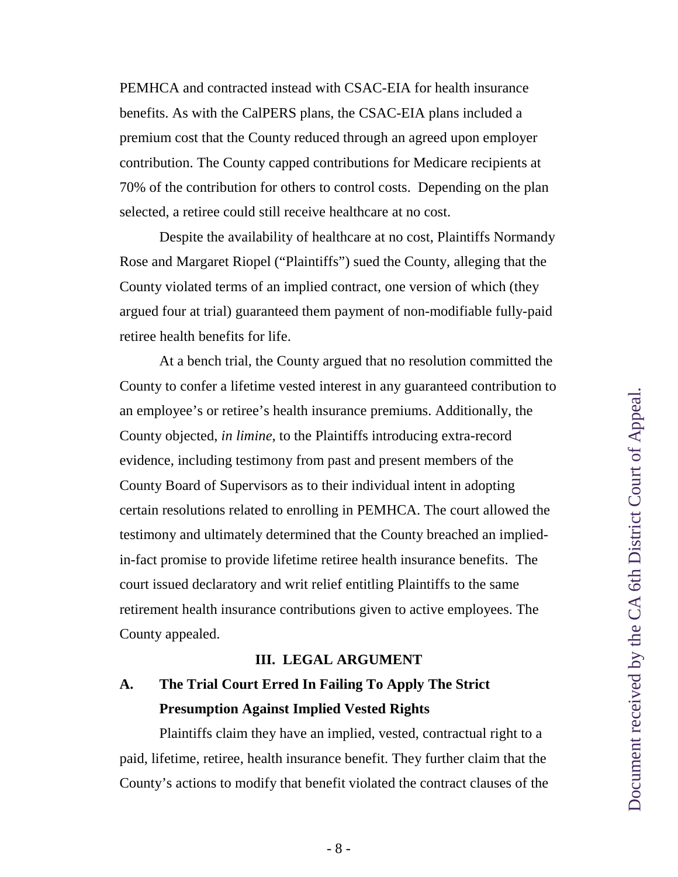PEMHCA and contracted instead with CSAC-EIA for health insurance benefits. As with the CalPERS plans, the CSAC-EIA plans included a premium cost that the County reduced through an agreed upon employer contribution. The County capped contributions for Medicare recipients at 70% of the contribution for others to control costs. Depending on the plan selected, a retiree could still receive healthcare at no cost.

Despite the availability of healthcare at no cost, Plaintiffs Normandy Rose and Margaret Riopel ("Plaintiffs") sued the County, alleging that the County violated terms of an implied contract, one version of which (they argued four at trial) guaranteed them payment of non-modifiable fully-paid retiree health benefits for life.

At a bench trial, the County argued that no resolution committed the County to confer a lifetime vested interest in any guaranteed contribution to an employee's or retiree's health insurance premiums. Additionally, the County objected, *in limine*, to the Plaintiffs introducing extra-record evidence, including testimony from past and present members of the County Board of Supervisors as to their individual intent in adopting certain resolutions related to enrolling in PEMHCA. The court allowed the testimony and ultimately determined that the County breached an implied-in-fact promise to provide lifetime retiree health insurance benefits. The court issued declaratory and writ relief entitling Plaintiffs to the same retirement health insurance contributions given to active employees. The County appealed.

## III. LEGAL ARGUMENT

### A. The Trial Court Erred In Failing To Apply The Strict Presumption Against Implied Vested Rights

Plaintiffs claim they have an implied, vested, contractual right to a paid, lifetime, retiree, health insurance benefit. They further claim that the County's actions to modify that benefit violated the contract clauses of the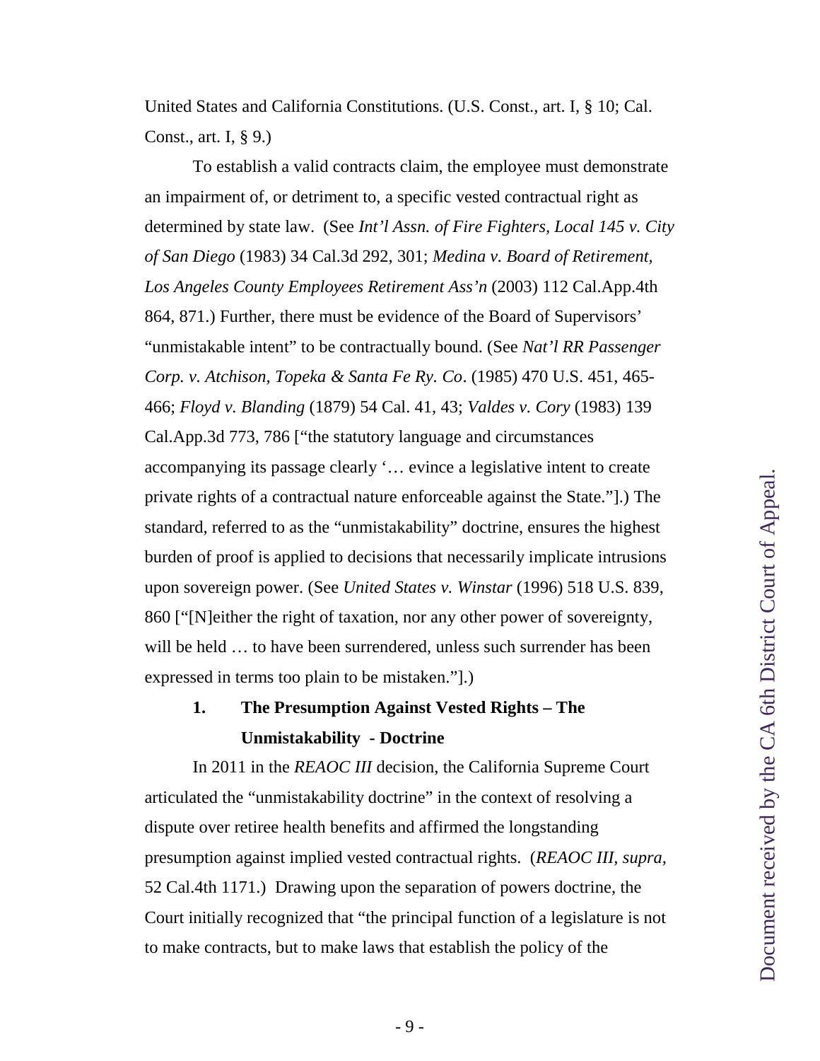United States and California Constitutions. (U.S. Const., art. I, § 10; Cal. Const., art. I, § 9.)

To establish a valid contracts claim, the employee must demonstrate an impairment of, or detriment to, a specific vested contractual right as determined by state law. (See *Int'l Assn. of Fire Fighters, Local 145 v. City of San Diego* (1983) 34 Cal.3d 292, 301; *Medina v. Board of Retirement, Los Angeles County Employees Retirement Ass'n* (2003) 112 Cal.App.4th 864, 871.) Further, there must be evidence of the Board of Supervisors' "unmistakable intent" to be contractually bound. (See *Nat'l RR Passenger Corp. v. Atchison, Topeka & Santa Fe Ry. Co*. (1985) 470 U.S. 451, 465-466; *Floyd v. Blanding* (1879) 54 Cal. 41, 43; *Valdes v. Cory* (1983) 139 Cal.App.3d 773, 786 ["the statutory language and circumstances accompanying its passage clearly '… evince a legislative intent to create private rights of a contractual nature enforceable against the State."].) The standard, referred to as the "unmistakability" doctrine, ensures the highest burden of proof is applied to decisions that necessarily implicate intrusions upon sovereign power. (See *United States v. Winstar* (1996) 518 U.S. 839, 860 ["[N]either the right of taxation, nor any other power of sovereignty, will be held … to have been surrendered, unless such surrender has been expressed in terms too plain to be mistaken."].)

### 1. The Presumption Against Vested Rights – The Unmistakability - Doctrine

In 2011 in the *REAOC III* decision, the California Supreme Court articulated the "unmistakability doctrine" in the context of resolving a dispute over retiree health benefits and affirmed the longstanding presumption against implied vested contractual rights. (*REAOC III, supra*, 52 Cal.4th 1171.) Drawing upon the separation of powers doctrine, the Court initially recognized that "the principal function of a legislature is not to make contracts, but to make laws that establish the policy of the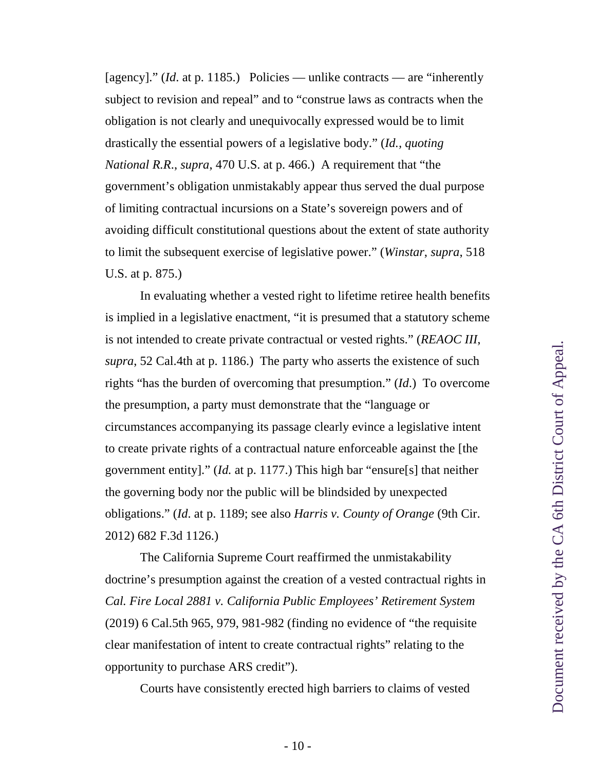[agency].” (*Id*. at p. 1185.) Policies — unlike contracts — are “inherently subject to revision and repeal” and to “construe laws as contracts when the obligation is not clearly and unequivocally expressed would be to limit drastically the essential powers of a legislative body.” (*Id.*, *quoting National R.R*., *supra*, 470 U.S. at p. 466.) A requirement that “the government’s obligation unmistakably appear thus served the dual purpose of limiting contractual incursions on a State’s sovereign powers and of avoiding difficult constitutional questions about the extent of state authority to limit the subsequent exercise of legislative power.” (*Winstar*, *supra*, 518 U.S. at p. 875.)

In evaluating whether a vested right to lifetime retiree health benefits is implied in a legislative enactment, “it is presumed that a statutory scheme is not intended to create private contractual or vested rights.” (*REAOC III*, *supra*, 52 Cal.4th at p. 1186.) The party who asserts the existence of such rights “has the burden of overcoming that presumption.” (*Id*.) To overcome the presumption, a party must demonstrate that the “language or circumstances accompanying its passage clearly evince a legislative intent to create private rights of a contractual nature enforceable against the [the government entity].” (*Id.* at p. 1177.) This high bar “ensure[s] that neither the governing body nor the public will be blindsided by unexpected obligations.” (*Id*. at p. 1189; see also *Harris v. County of Orange* (9th Cir. 2012) 682 F.3d 1126.)

The California Supreme Court reaffirmed the unmistakability doctrine’s presumption against the creation of a vested contractual rights in *Cal. Fire Local 2881 v. California Public Employees’ Retirement System* (2019) 6 Cal.5th 965, 979, 981-982 (finding no evidence of “the requisite clear manifestation of intent to create contractual rights” relating to the opportunity to purchase ARS credit”).

Courts have consistently erected high barriers to claims of vested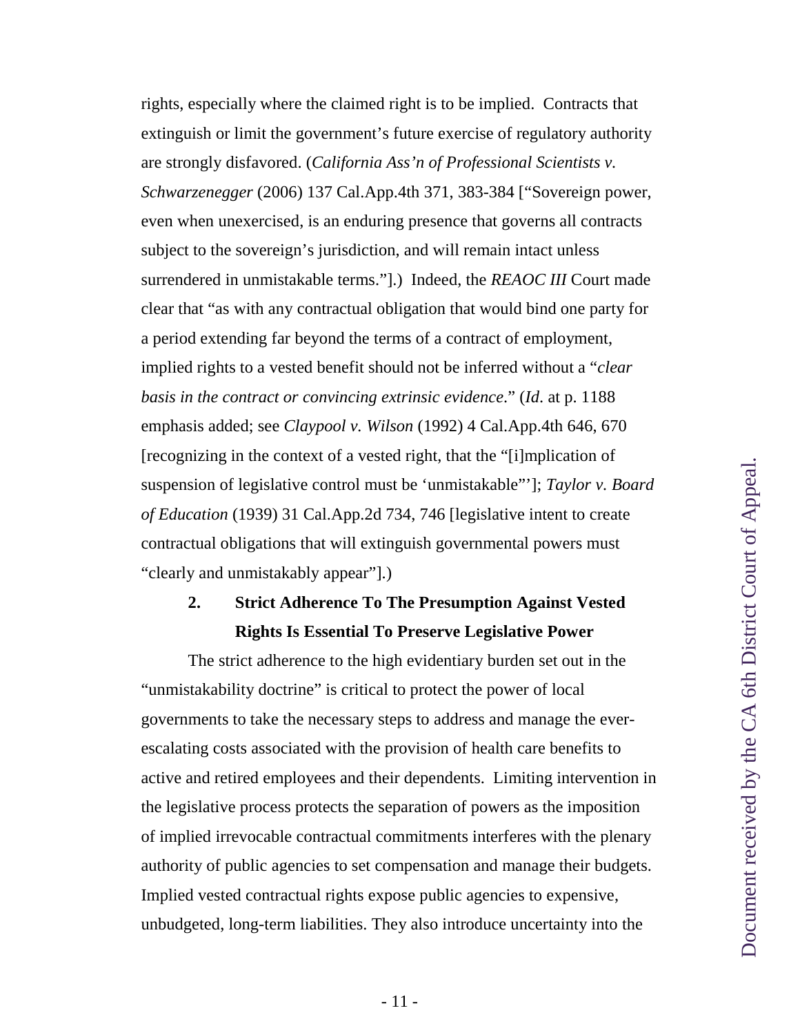rights, especially where the claimed right is to be implied. Contracts that extinguish or limit the government's future exercise of regulatory authority are strongly disfavored. (*California Ass'n of Professional Scientists v. Schwarzenegger* (2006) 137 Cal.App.4th 371, 383-384 ["Sovereign power, even when unexercised, is an enduring presence that governs all contracts subject to the sovereign's jurisdiction, and will remain intact unless surrendered in unmistakable terms."].) Indeed, the *REAOC III* Court made clear that "as with any contractual obligation that would bind one party for a period extending far beyond the terms of a contract of employment, implied rights to a vested benefit should not be inferred without a "*clear basis in the contract or convincing extrinsic evidence*." (*Id*. at p. 1188 emphasis added; see *Claypool v. Wilson* (1992) 4 Cal.App.4th 646, 670 [recognizing in the context of a vested right, that the "[i]mplication of suspension of legislative control must be 'unmistakable"']; *Taylor v. Board of Education* (1939) 31 Cal.App.2d 734, 746 [legislative intent to create contractual obligations that will extinguish governmental powers must "clearly and unmistakably appear"].)

### 2. Strict Adherence To The Presumption Against Vested Rights Is Essential To Preserve Legislative Power

The strict adherence to the high evidentiary burden set out in the "unmistakability doctrine" is critical to protect the power of local governments to take the necessary steps to address and manage the ever-escalating costs associated with the provision of health care benefits to active and retired employees and their dependents. Limiting intervention in the legislative process protects the separation of powers as the imposition of implied irrevocable contractual commitments interferes with the plenary authority of public agencies to set compensation and manage their budgets. Implied vested contractual rights expose public agencies to expensive, unbudgeted, long-term liabilities. They also introduce uncertainty into the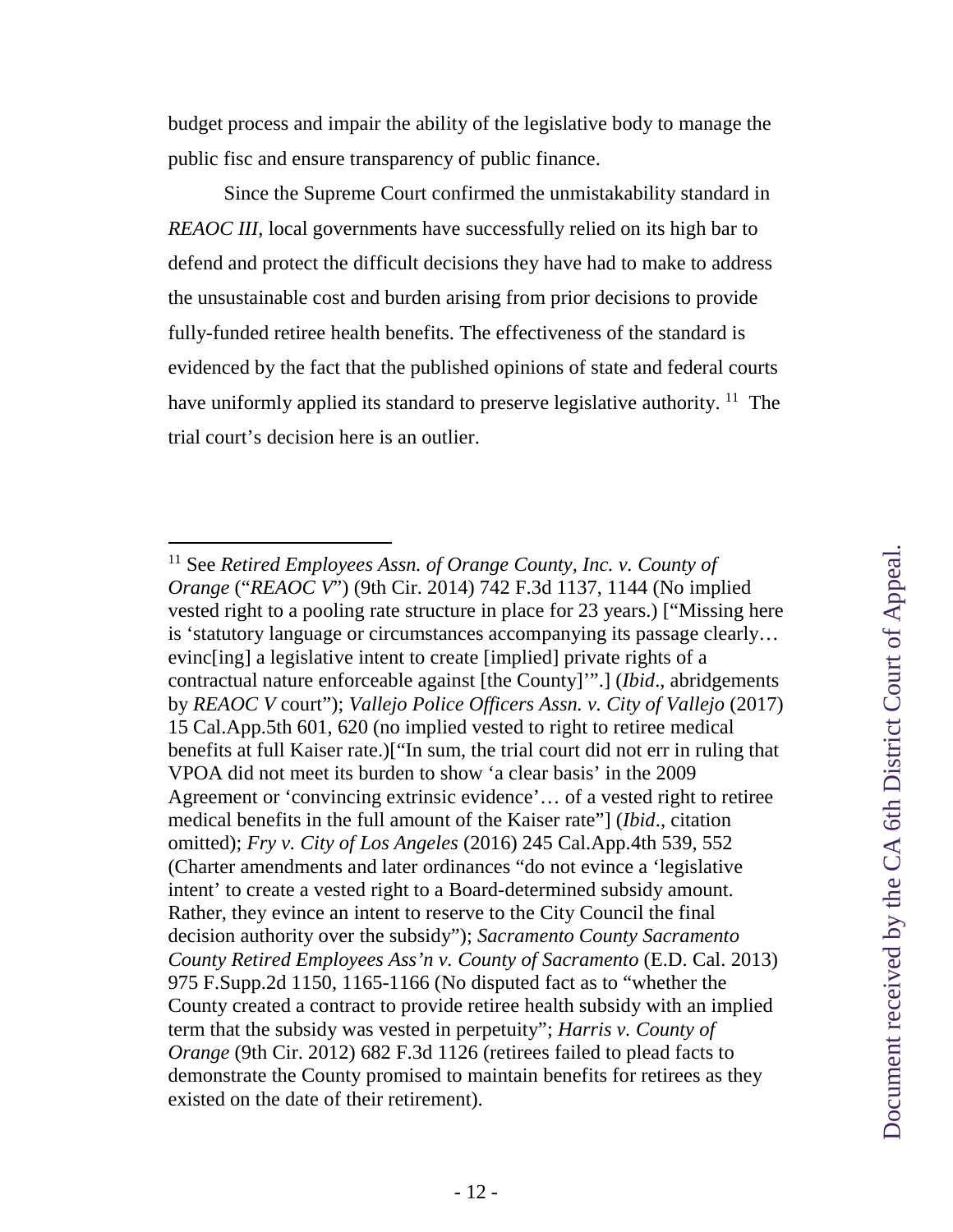budget process and impair the ability of the legislative body to manage the public fisc and ensure transparency of public finance.

Since the Supreme Court confirmed the unmistakability standard in *REAOC III*, local governments have successfully relied on its high bar to defend and protect the difficult decisions they have had to make to address the unsustainable cost and burden arising from prior decisions to provide fully-funded retiree health benefits. The effectiveness of the standard is evidenced by the fact that the published opinions of state and federal courts have uniformly applied its standard to preserve legislative authority. [11] The trial court's decision here is an outlier.

---

[11] See *Retired Employees Assn. of Orange County, Inc. v. County of Orange* ("*REAOC V*") (9th Cir. 2014) 742 F.3d 1137, 1144 (No implied vested right to a pooling rate structure in place for 23 years.) ["Missing here is 'statutory language or circumstances accompanying its passage clearly… evinc[ing] a legislative intent to create [implied] private rights of a contractual nature enforceable against [the County]'".] (*Ibid*., abridgements by *REAOC V* court"); *Vallejo Police Officers Assn. v. City of Vallejo* (2017) 15 Cal.App.5th 601, 620 (no implied vested to right to retiree medical benefits at full Kaiser rate.)["In sum, the trial court did not err in ruling that VPOA did not meet its burden to show 'a clear basis' in the 2009 Agreement or 'convincing extrinsic evidence'… of a vested right to retiree medical benefits in the full amount of the Kaiser rate"] (*Ibid*., citation omitted); *Fry v. City of Los Angeles* (2016) 245 Cal.App.4th 539, 552 (Charter amendments and later ordinances "do not evince a 'legislative intent' to create a vested right to a Board-determined subsidy amount. Rather, they evince an intent to reserve to the City Council the final decision authority over the subsidy"); *Sacramento County Sacramento County Retired Employees Ass'n v. County of Sacramento* (E.D. Cal. 2013) 975 F.Supp.2d 1150, 1165-1166 (No disputed fact as to "whether the County created a contract to provide retiree health subsidy with an implied term that the subsidy was vested in perpetuity"; *Harris v. County of Orange* (9th Cir. 2012) 682 F.3d 1126 (retirees failed to plead facts to demonstrate the County promised to maintain benefits for retirees as they existed on the date of their retirement).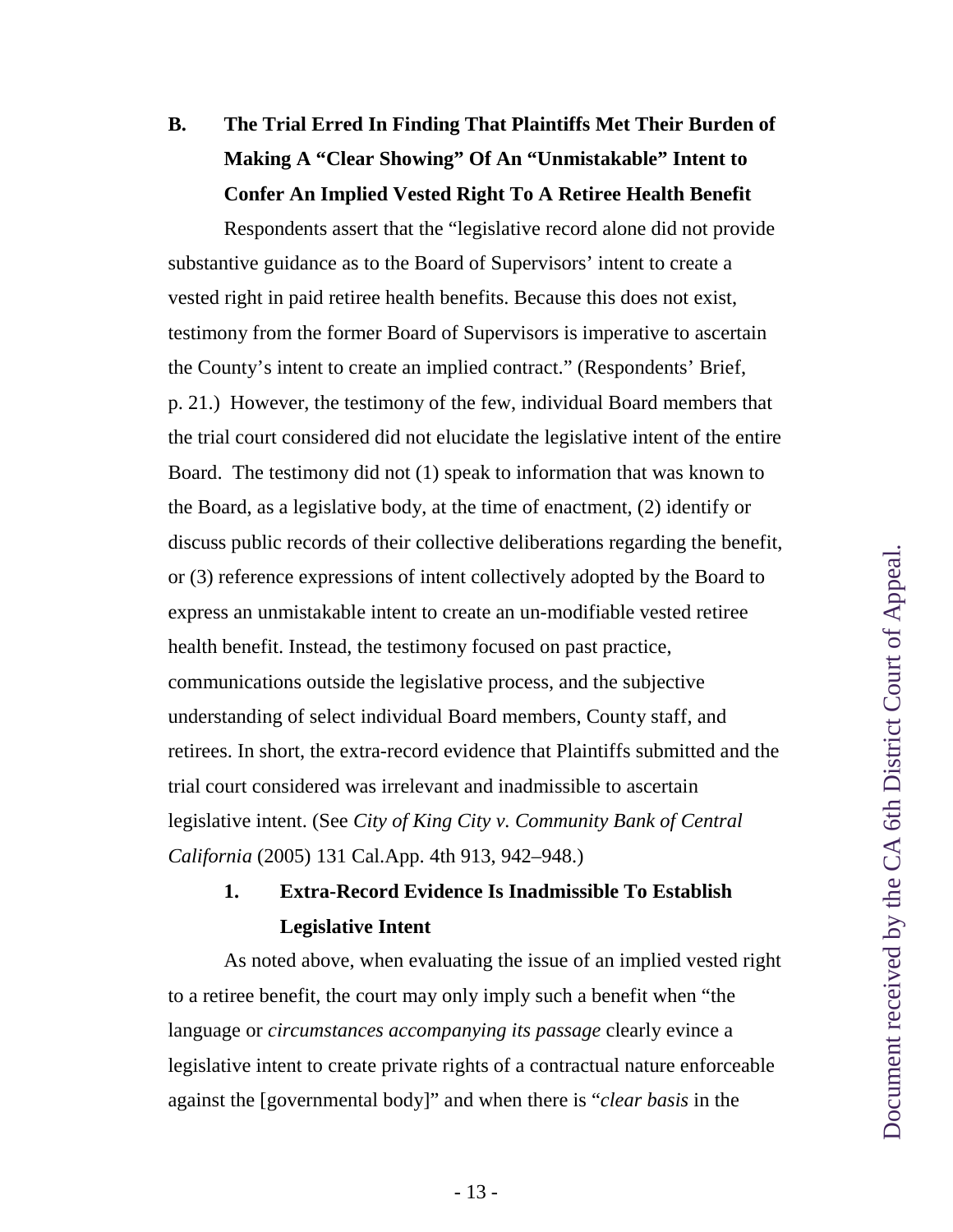### B. The Trial Erred In Finding That Plaintiffs Met Their Burden of Making A "Clear Showing" Of An "Unmistakable" Intent to Confer An Implied Vested Right To A Retiree Health Benefit

Respondents assert that the "legislative record alone did not provide substantive guidance as to the Board of Supervisors' intent to create a vested right in paid retiree health benefits. Because this does not exist, testimony from the former Board of Supervisors is imperative to ascertain the County's intent to create an implied contract." (Respondents' Brief, p. 21.) However, the testimony of the few, individual Board members that the trial court considered did not elucidate the legislative intent of the entire Board. The testimony did not (1) speak to information that was known to the Board, as a legislative body, at the time of enactment, (2) identify or discuss public records of their collective deliberations regarding the benefit, or (3) reference expressions of intent collectively adopted by the Board to express an unmistakable intent to create an un-modifiable vested retiree health benefit. Instead, the testimony focused on past practice, communications outside the legislative process, and the subjective understanding of select individual Board members, County staff, and retirees. In short, the extra-record evidence that Plaintiffs submitted and the trial court considered was irrelevant and inadmissible to ascertain legislative intent. (See *City of King City v. Community Bank of Central California* (2005) 131 Cal.App. 4th 913, 942–948.)

#### 1. Extra-Record Evidence Is Inadmissible To Establish Legislative Intent

As noted above, when evaluating the issue of an implied vested right to a retiree benefit, the court may only imply such a benefit when "the language or *circumstances accompanying its passage* clearly evince a legislative intent to create private rights of a contractual nature enforceable against the [governmental body]" and when there is "*clear basis* in the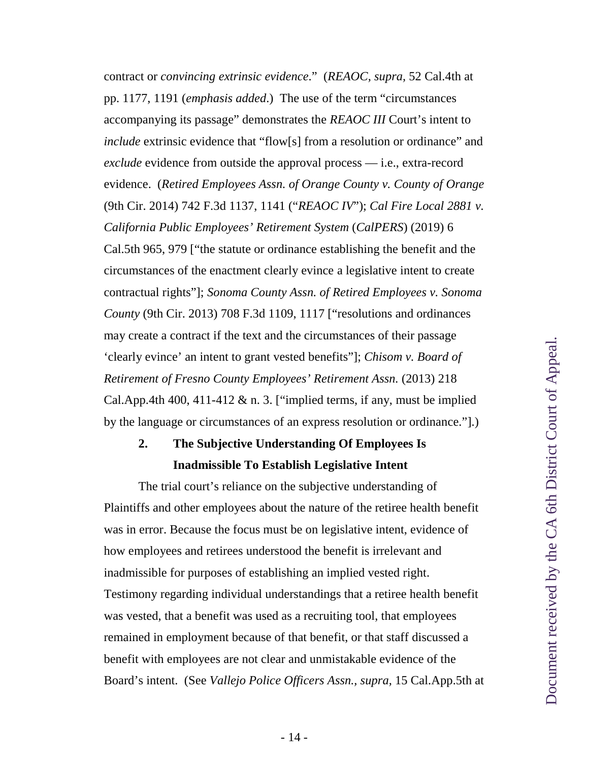contract or *convincing extrinsic evidence*." (*REAOC*, *supra*, 52 Cal.4th at pp. 1177, 1191 (*emphasis added*.) The use of the term "circumstances accompanying its passage" demonstrates the *REAOC III* Court's intent to *include* extrinsic evidence that "flow[s] from a resolution or ordinance" and *exclude* evidence from outside the approval process — i.e., extra-record evidence. (*Retired Employees Assn. of Orange County v. County of Orange* (9th Cir. 2014) 742 F.3d 1137, 1141 ("*REAOC IV*"); *Cal Fire Local 2881 v. California Public Employees' Retirement System* (*CalPERS*) (2019) 6 Cal.5th 965, 979 ["the statute or ordinance establishing the benefit and the circumstances of the enactment clearly evince a legislative intent to create contractual rights"]; *Sonoma County Assn. of Retired Employees v. Sonoma County* (9th Cir. 2013) 708 F.3d 1109, 1117 ["resolutions and ordinances may create a contract if the text and the circumstances of their passage 'clearly evince' an intent to grant vested benefits"]; *Chisom v. Board of Retirement of Fresno County Employees' Retirement Assn.* (2013) 218 Cal.App.4th 400, 411-412 & n. 3. ["implied terms, if any, must be implied by the language or circumstances of an express resolution or ordinance."].)

**2. The Subjective Understanding Of Employees Is Inadmissible To Establish Legislative Intent**

The trial court's reliance on the subjective understanding of Plaintiffs and other employees about the nature of the retiree health benefit was in error. Because the focus must be on legislative intent, evidence of how employees and retirees understood the benefit is irrelevant and inadmissible for purposes of establishing an implied vested right. Testimony regarding individual understandings that a retiree health benefit was vested, that a benefit was used as a recruiting tool, that employees remained in employment because of that benefit, or that staff discussed a benefit with employees are not clear and unmistakable evidence of the Board's intent. (See *Vallejo Police Officers Assn.*, *supra*, 15 Cal.App.5th at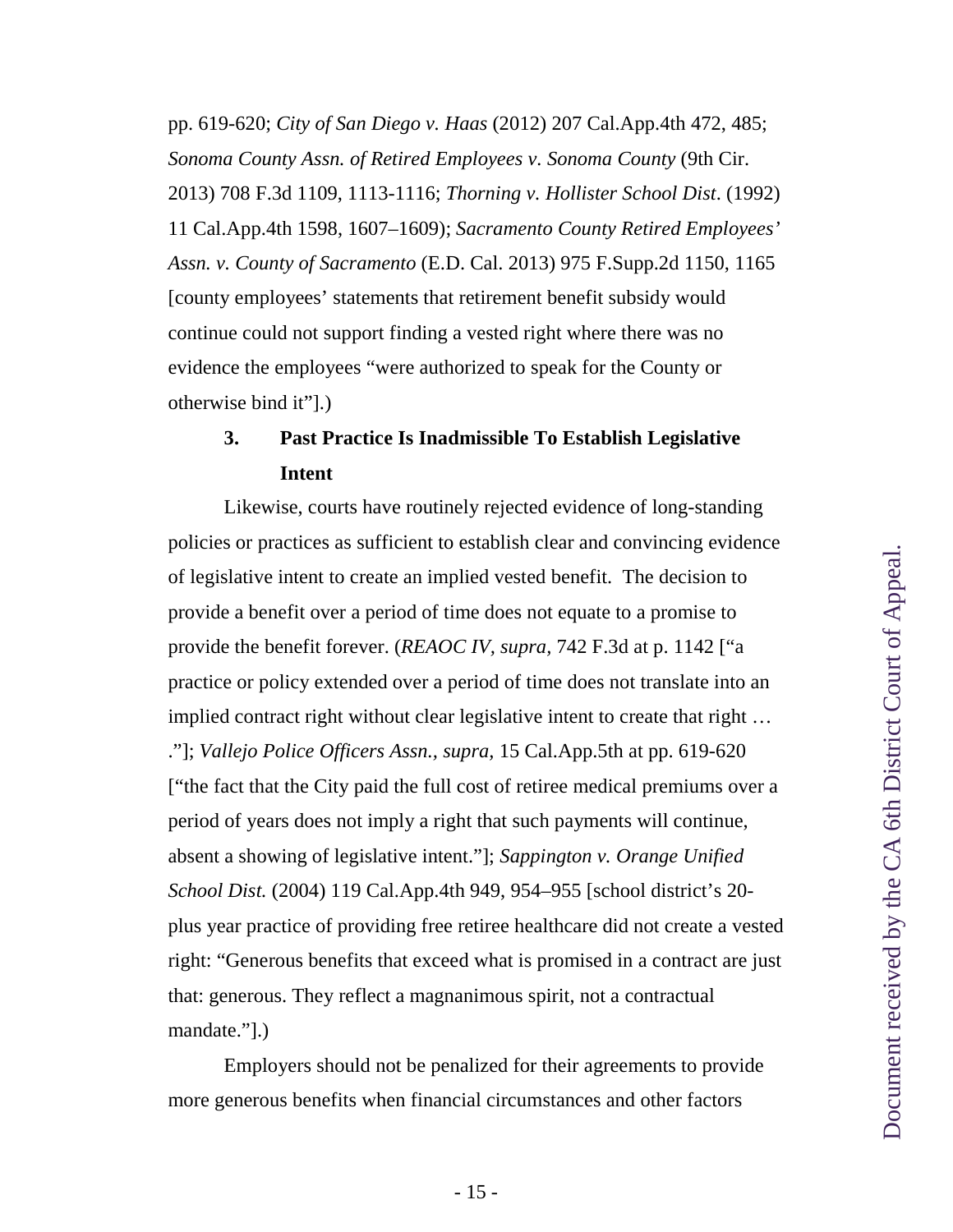pp. 619-620; *City of San Diego v. Haas* (2012) 207 Cal.App.4th 472, 485; *Sonoma County Assn. of Retired Employees v. Sonoma County* (9th Cir. 2013) 708 F.3d 1109, 1113-1116; *Thorning v. Hollister School Dist*. (1992) 11 Cal.App.4th 1598, 1607–1609); *Sacramento County Retired Employees' Assn. v. County of Sacramento* (E.D. Cal. 2013) 975 F.Supp.2d 1150, 1165 [county employees' statements that retirement benefit subsidy would continue could not support finding a vested right where there was no evidence the employees "were authorized to speak for the County or otherwise bind it"].)

### 3. Past Practice Is Inadmissible To Establish Legislative Intent

Likewise, courts have routinely rejected evidence of long-standing policies or practices as sufficient to establish clear and convincing evidence of legislative intent to create an implied vested benefit. The decision to provide a benefit over a period of time does not equate to a promise to provide the benefit forever. (*REAOC IV, supra,* 742 F.3d at p. 1142 ["a practice or policy extended over a period of time does not translate into an implied contract right without clear legislative intent to create that right … ."]; *Vallejo Police Officers Assn., supra,* 15 Cal.App.5th at pp. 619-620 ["the fact that the City paid the full cost of retiree medical premiums over a period of years does not imply a right that such payments will continue, absent a showing of legislative intent."]; *Sappington v. Orange Unified School Dist.* (2004) 119 Cal.App.4th 949, 954–955 [school district's 20-plus year practice of providing free retiree healthcare did not create a vested right: "Generous benefits that exceed what is promised in a contract are just that: generous. They reflect a magnanimous spirit, not a contractual mandate."].)

Employers should not be penalized for their agreements to provide more generous benefits when financial circumstances and other factors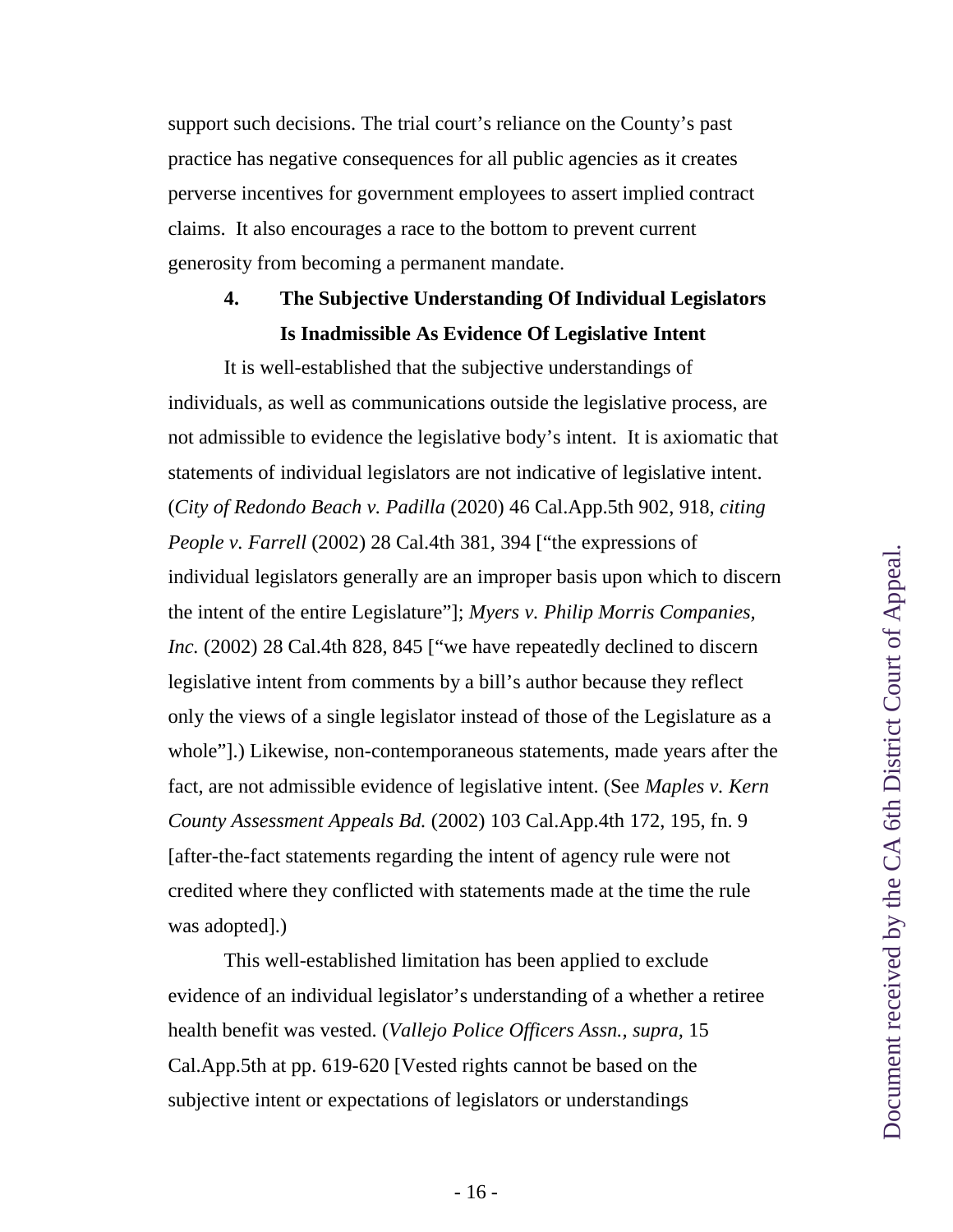support such decisions. The trial court's reliance on the County's past practice has negative consequences for all public agencies as it creates perverse incentives for government employees to assert implied contract claims. It also encourages a race to the bottom to prevent current generosity from becoming a permanent mandate.

### 4. The Subjective Understanding Of Individual Legislators Is Inadmissible As Evidence Of Legislative Intent

It is well-established that the subjective understandings of individuals, as well as communications outside the legislative process, are not admissible to evidence the legislative body's intent. It is axiomatic that statements of individual legislators are not indicative of legislative intent. (*City of Redondo Beach v. Padilla* (2020) 46 Cal.App.5th 902, 918, *citing People v. Farrell* (2002) 28 Cal.4th 381, 394 ["the expressions of individual legislators generally are an improper basis upon which to discern the intent of the entire Legislature"]; *Myers v. Philip Morris Companies, Inc.* (2002) 28 Cal.4th 828, 845 ["we have repeatedly declined to discern legislative intent from comments by a bill's author because they reflect only the views of a single legislator instead of those of the Legislature as a whole"].) Likewise, non-contemporaneous statements, made years after the fact, are not admissible evidence of legislative intent. (See *Maples v. Kern County Assessment Appeals Bd.* (2002) 103 Cal.App.4th 172, 195, fn. 9 [after-the-fact statements regarding the intent of agency rule were not credited where they conflicted with statements made at the time the rule was adopted].)

This well-established limitation has been applied to exclude evidence of an individual legislator's understanding of a whether a retiree health benefit was vested. (*Vallejo Police Officers Assn., supra*, 15 Cal.App.5th at pp. 619-620 [Vested rights cannot be based on the subjective intent or expectations of legislators or understandings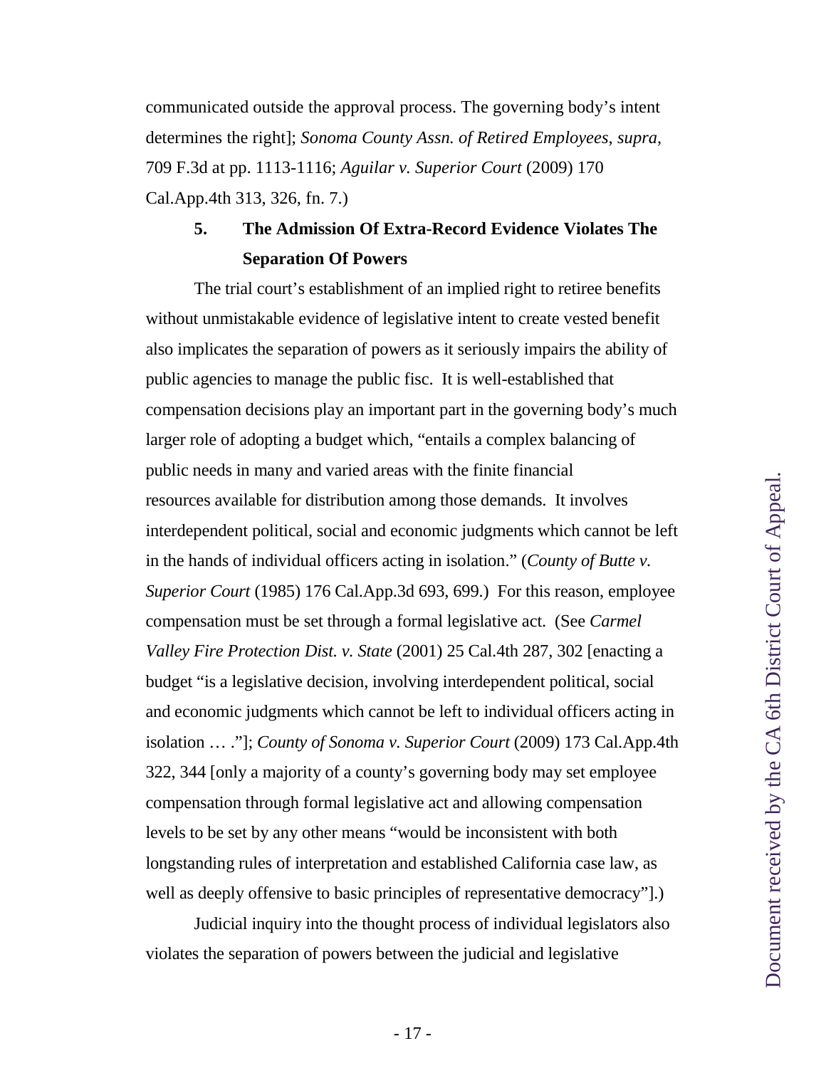communicated outside the approval process. The governing body's intent determines the right]; *Sonoma County Assn. of Retired Employees*, *supra*, 709 F.3d at pp. 1113-1116; *Aguilar v. Superior Court* (2009) 170 Cal.App.4th 313, 326, fn. 7.)

### 5. The Admission Of Extra-Record Evidence Violates The Separation Of Powers

The trial court's establishment of an implied right to retiree benefits without unmistakable evidence of legislative intent to create vested benefit also implicates the separation of powers as it seriously impairs the ability of public agencies to manage the public fisc. It is well-established that compensation decisions play an important part in the governing body's much larger role of adopting a budget which, "entails a complex balancing of public needs in many and varied areas with the finite financial resources available for distribution among those demands. It involves interdependent political, social and economic judgments which cannot be left in the hands of individual officers acting in isolation." (*County of Butte v. Superior Court* (1985) 176 Cal.App.3d 693, 699.) For this reason, employee compensation must be set through a formal legislative act. (See *Carmel Valley Fire Protection Dist. v. State* (2001) 25 Cal.4th 287, 302 [enacting a budget "is a legislative decision, involving interdependent political, social and economic judgments which cannot be left to individual officers acting in isolation … ."]; *County of Sonoma v. Superior Court* (2009) 173 Cal.App.4th 322, 344 [only a majority of a county's governing body may set employee compensation through formal legislative act and allowing compensation levels to be set by any other means "would be inconsistent with both longstanding rules of interpretation and established California case law, as well as deeply offensive to basic principles of representative democracy"].)

Judicial inquiry into the thought process of individual legislators also violates the separation of powers between the judicial and legislative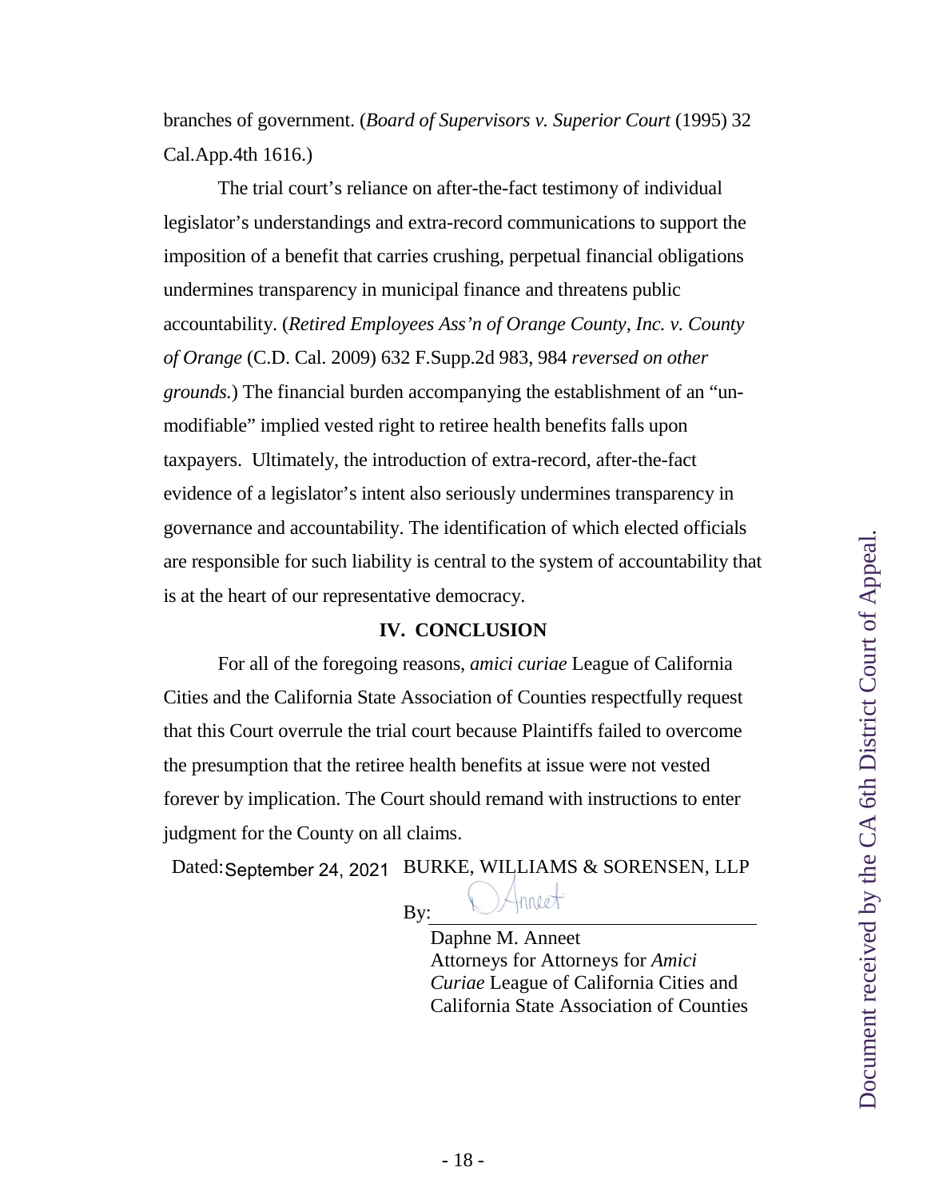branches of government. (*Board of Supervisors v. Superior Court* (1995) 32 Cal.App.4th 1616.)

The trial court's reliance on after-the-fact testimony of individual legislator's understandings and extra-record communications to support the imposition of a benefit that carries crushing, perpetual financial obligations undermines transparency in municipal finance and threatens public accountability. (*Retired Employees Ass'n of Orange County, Inc. v. County of Orange* (C.D. Cal. 2009) 632 F.Supp.2d 983, 984 *reversed on other grounds.*) The financial burden accompanying the establishment of an "un-modifiable" implied vested right to retiree health benefits falls upon taxpayers. Ultimately, the introduction of extra-record, after-the-fact evidence of a legislator's intent also seriously undermines transparency in governance and accountability. The identification of which elected officials are responsible for such liability is central to the system of accountability that is at the heart of our representative democracy.

## IV. CONCLUSION

For all of the foregoing reasons, *amici curiae* League of California Cities and the California State Association of Counties respectfully request that this Court overrule the trial court because Plaintiffs failed to overcome the presumption that the retiree health benefits at issue were not vested forever by implication. The Court should remand with instructions to enter judgment for the County on all claims.

Dated: September 24, 2021 BURKE, WILLIAMS & SORENSEN, LLP

By: D Anneet

Daphne M. Anneet
Attorneys for Attorneys for *Amici Curiae* League of California Cities and California State Association of Counties

Document received by the CA 6th District Court of Appeal.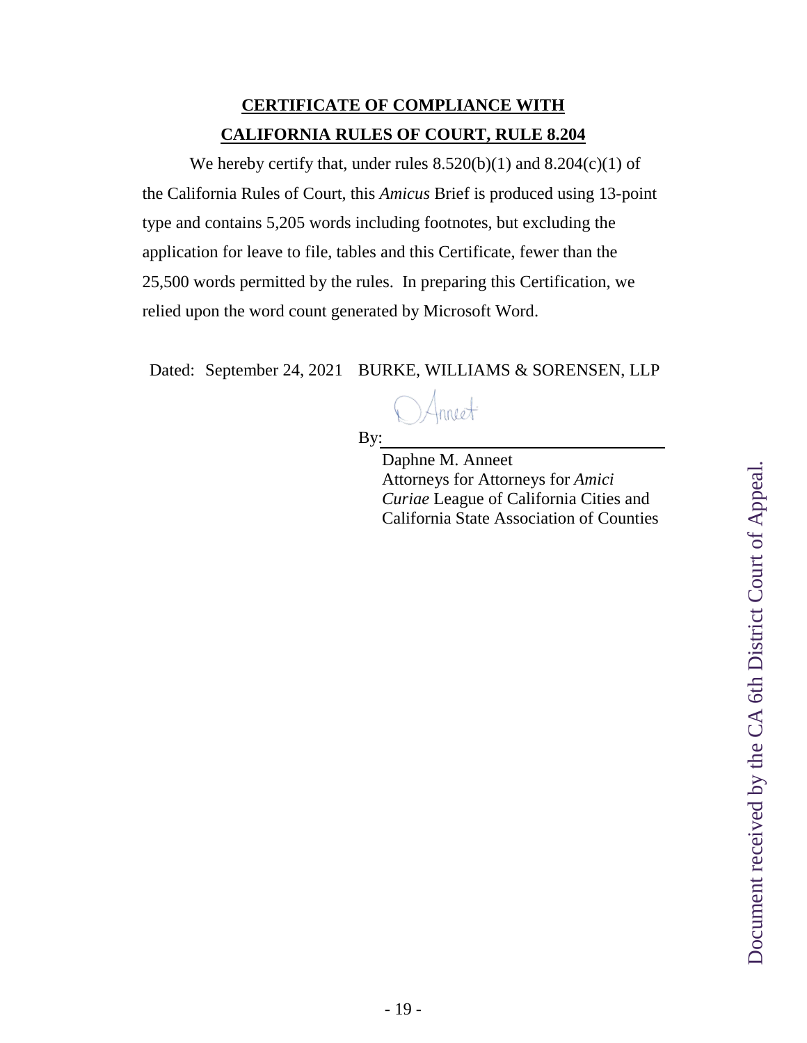**CERTIFICATE OF COMPLIANCE WITH**
**CALIFORNIA RULES OF COURT, RULE 8.204**

We hereby certify that, under rules 8.520(b)(1) and 8.204(c)(1) of the California Rules of Court, this *Amicus* Brief is produced using 13-point type and contains 5,205 words including footnotes, but excluding the application for leave to file, tables and this Certificate, fewer than the 25,500 words permitted by the rules. In preparing this Certification, we relied upon the word count generated by Microsoft Word.

Dated: September 24, 2021 BURKE, WILLIAMS & SORENSEN, LLP

By: ________________________________

Daphne M. Anneet
Attorneys for Attorneys for *Amici Curiae* League of California Cities and California State Association of Counties

Document received by the CA 6th District Court of Appeal.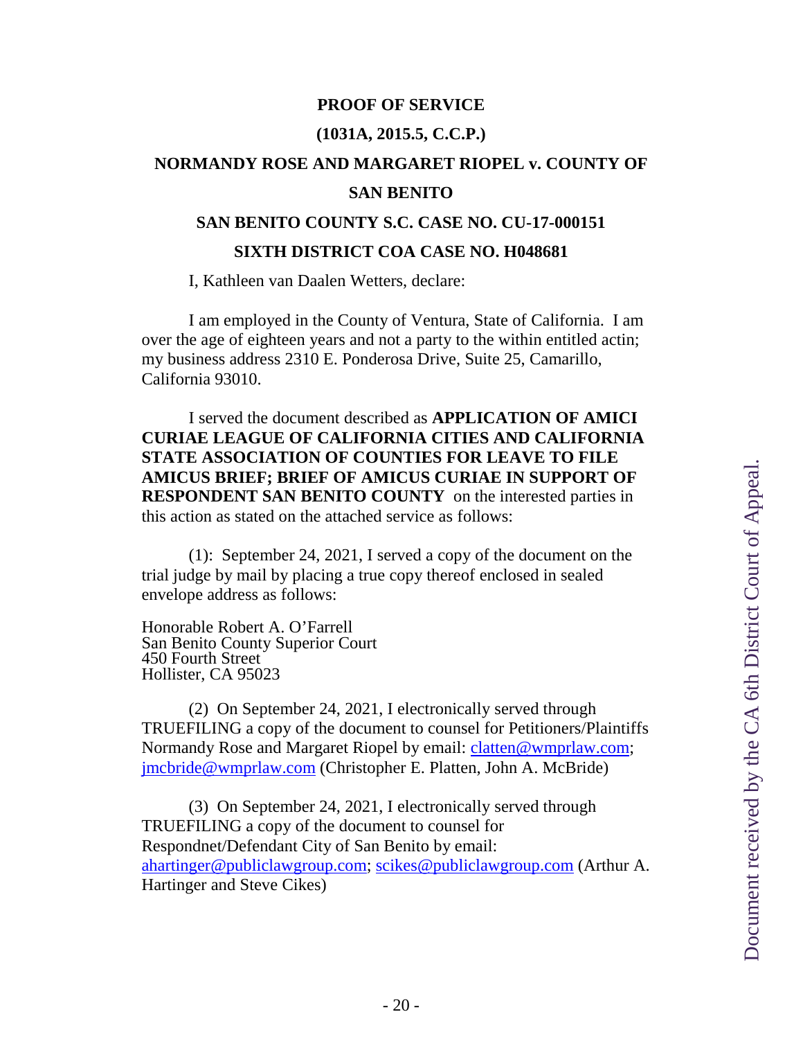**PROOF OF SERVICE**

**(1031A, 2015.5, C.C.P.)**

**NORMANDY ROSE AND MARGARET RIOPEL v. COUNTY OF SAN BENITO**

**SAN BENITO COUNTY S.C. CASE NO. CU-17-000151**

**SIXTH DISTRICT COA CASE NO. H048681**

I, Kathleen van Daalen Wetters, declare:

I am employed in the County of Ventura, State of California. I am over the age of eighteen years and not a party to the within entitled actin; my business address 2310 E. Ponderosa Drive, Suite 25, Camarillo, California 93010.

I served the document described as **APPLICATION OF AMICI CURIAE LEAGUE OF CALIFORNIA CITIES AND CALIFORNIA STATE ASSOCIATION OF COUNTIES FOR LEAVE TO FILE AMICUS BRIEF; BRIEF OF AMICUS CURIAE IN SUPPORT OF RESPONDENT SAN BENITO COUNTY** on the interested parties in this action as stated on the attached service as follows:

(1): September 24, 2021, I served a copy of the document on the trial judge by mail by placing a true copy thereof enclosed in sealed envelope address as follows:

Honorable Robert A. O'Farrell
San Benito County Superior Court
450 Fourth Street
Hollister, CA 95023

(2) On September 24, 2021, I electronically served through TRUEFILING a copy of the document to counsel for Petitioners/Plaintiffs Normandy Rose and Margaret Riopel by email: clatten@wmprlaw.com; jmcbride@wmprlaw.com (Christopher E. Platten, John A. McBride)

(3) On September 24, 2021, I electronically served through TRUEFILING a copy of the document to counsel for Respondnet/Defendant City of San Benito by email: ahartinger@publiclawgroup.com; scikes@publiclawgroup.com (Arthur A. Hartinger and Steve Cikes)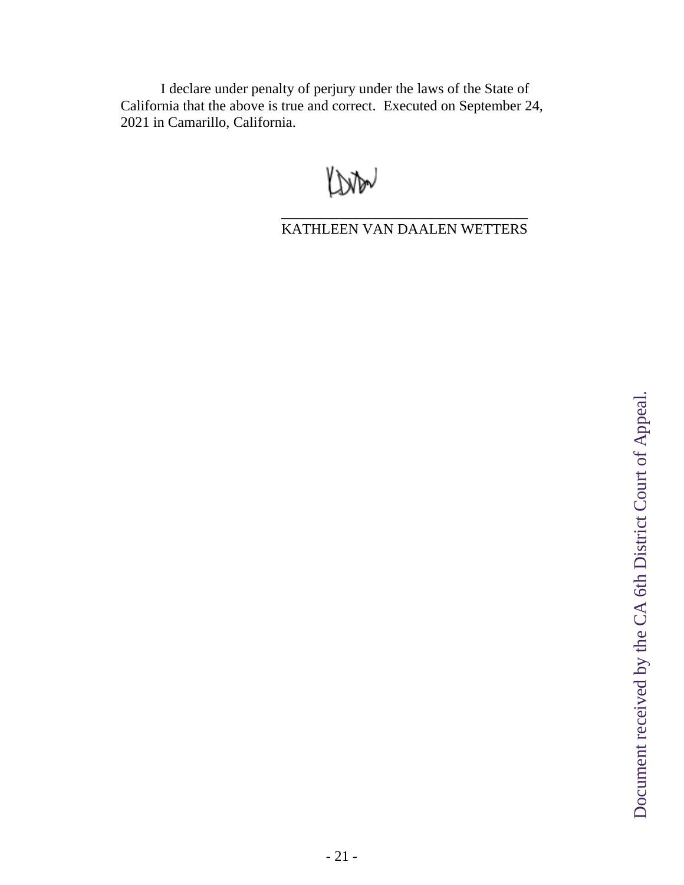I declare under penalty of perjury under the laws of the State of California that the above is true and correct. Executed on September 24, 2021 in Camarillo, California.

\_\_\_\_\_\_\_\_\_\_\_\_\_\_\_\_\_\_\_\_\_\_\_\_\_\_\_\_\_\_\_\_\_\_\_\_

KATHLEEN VAN DAALEN WETTERS

Document received by the CA 6th District Court of Appeal.